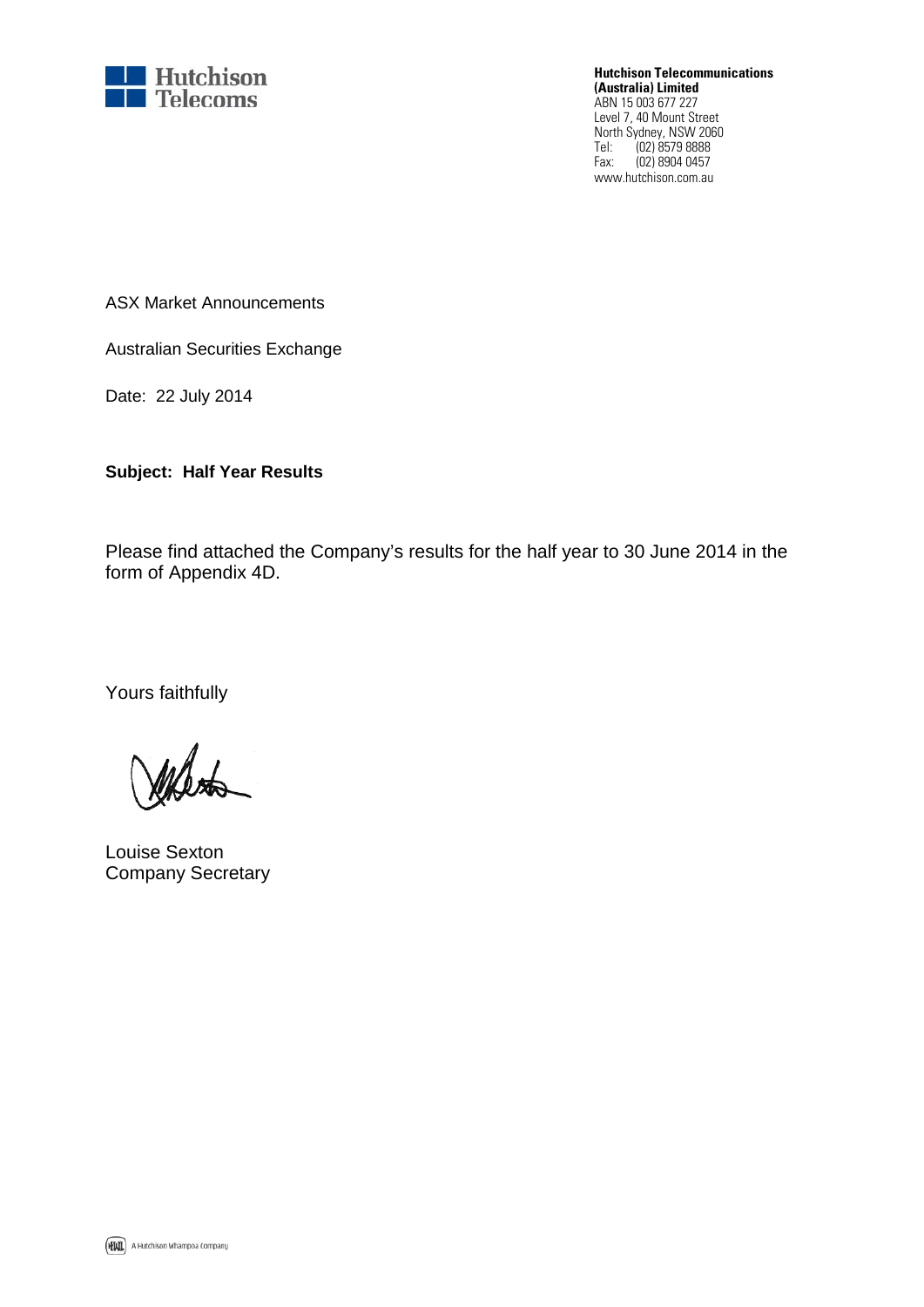Hutchison Telecoms

**Hutchison Telecommunications (Australia) Limited**
ABN 15 003 677 227
Level 7, 40 Mount Street
North Sydney, NSW 2060
Tel: (02) 8579 8888
Fax: (02) 8904 0457
www.hutchison.com.au

ASX Market Announcements

Australian Securities Exchange

Date: 22 July 2014

**Subject: Half Year Results**

Please find attached the Company's results for the half year to 30 June 2014 in the form of Appendix 4D.

Yours faithfully

Louise Sexton
Company Secretary

A Hutchison Whampoa Company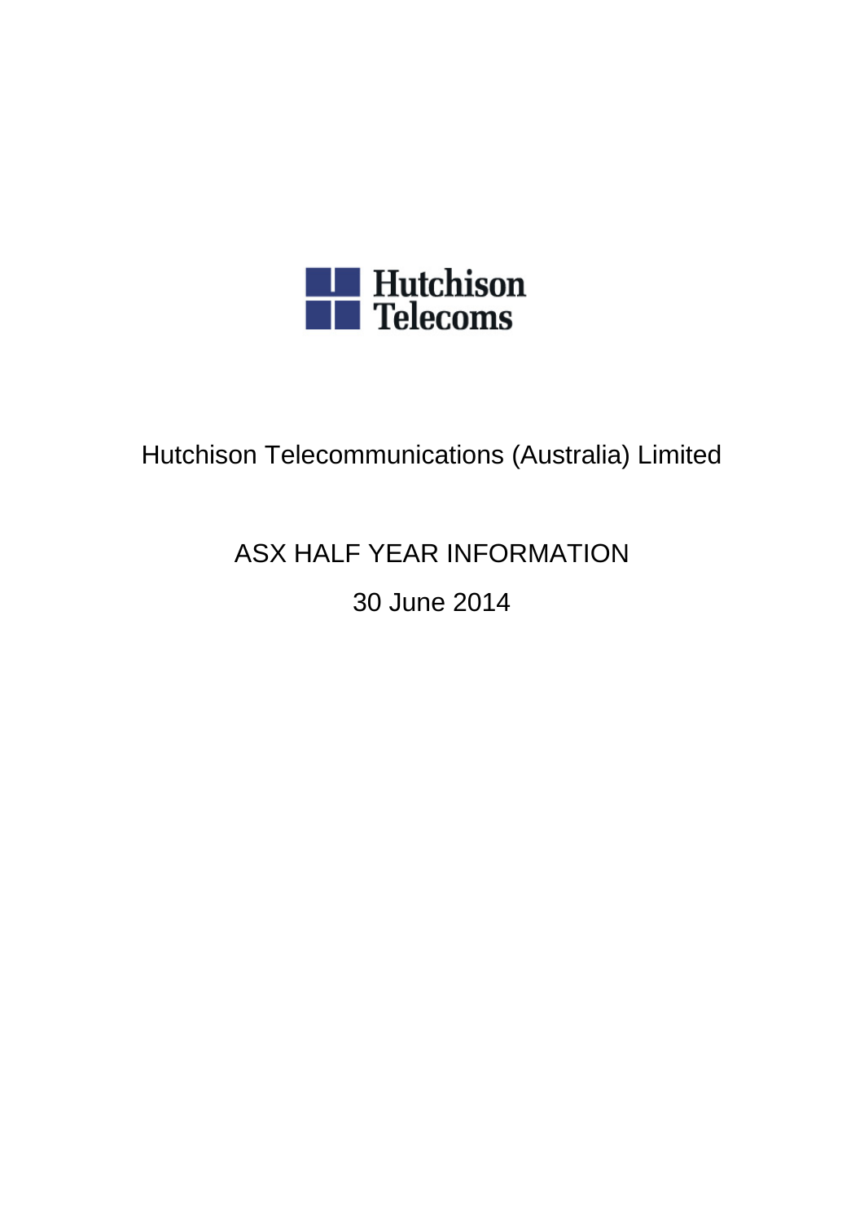Hutchison Telecoms

Hutchison Telecommunications (Australia) Limited

ASX HALF YEAR INFORMATION

30 June 2014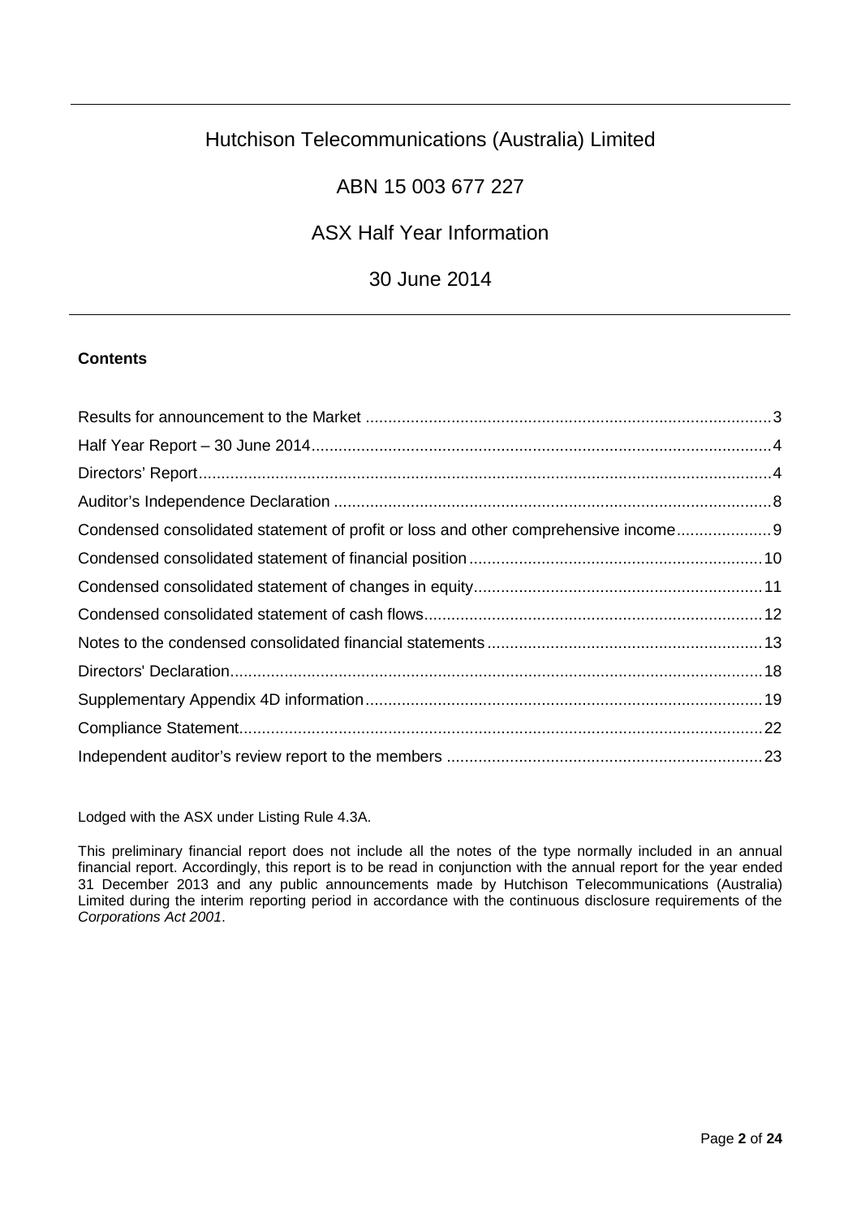# Hutchison Telecommunications (Australia) Limited

## ABN 15 003 677 227

## ASX Half Year Information

## 30 June 2014

---

**Contents**

| | |
|---|---|
| Results for announcement to the Market | 3 |
| Half Year Report – 30 June 2014 | 4 |
| Directors' Report | 4 |
| Auditor's Independence Declaration | 8 |
| Condensed consolidated statement of profit or loss and other comprehensive income | 9 |
| Condensed consolidated statement of financial position | 10 |
| Condensed consolidated statement of changes in equity | 11 |
| Condensed consolidated statement of cash flows | 12 |
| Notes to the condensed consolidated financial statements | 13 |
| Directors' Declaration | 18 |
| Supplementary Appendix 4D information | 19 |
| Compliance Statement | 22 |
| Independent auditor's review report to the members | 23 |

Lodged with the ASX under Listing Rule 4.3A.

This preliminary financial report does not include all the notes of the type normally included in an annual financial report. Accordingly, this report is to be read in conjunction with the annual report for the year ended 31 December 2013 and any public announcements made by Hutchison Telecommunications (Australia) Limited during the interim reporting period in accordance with the continuous disclosure requirements of the *Corporations Act 2001*.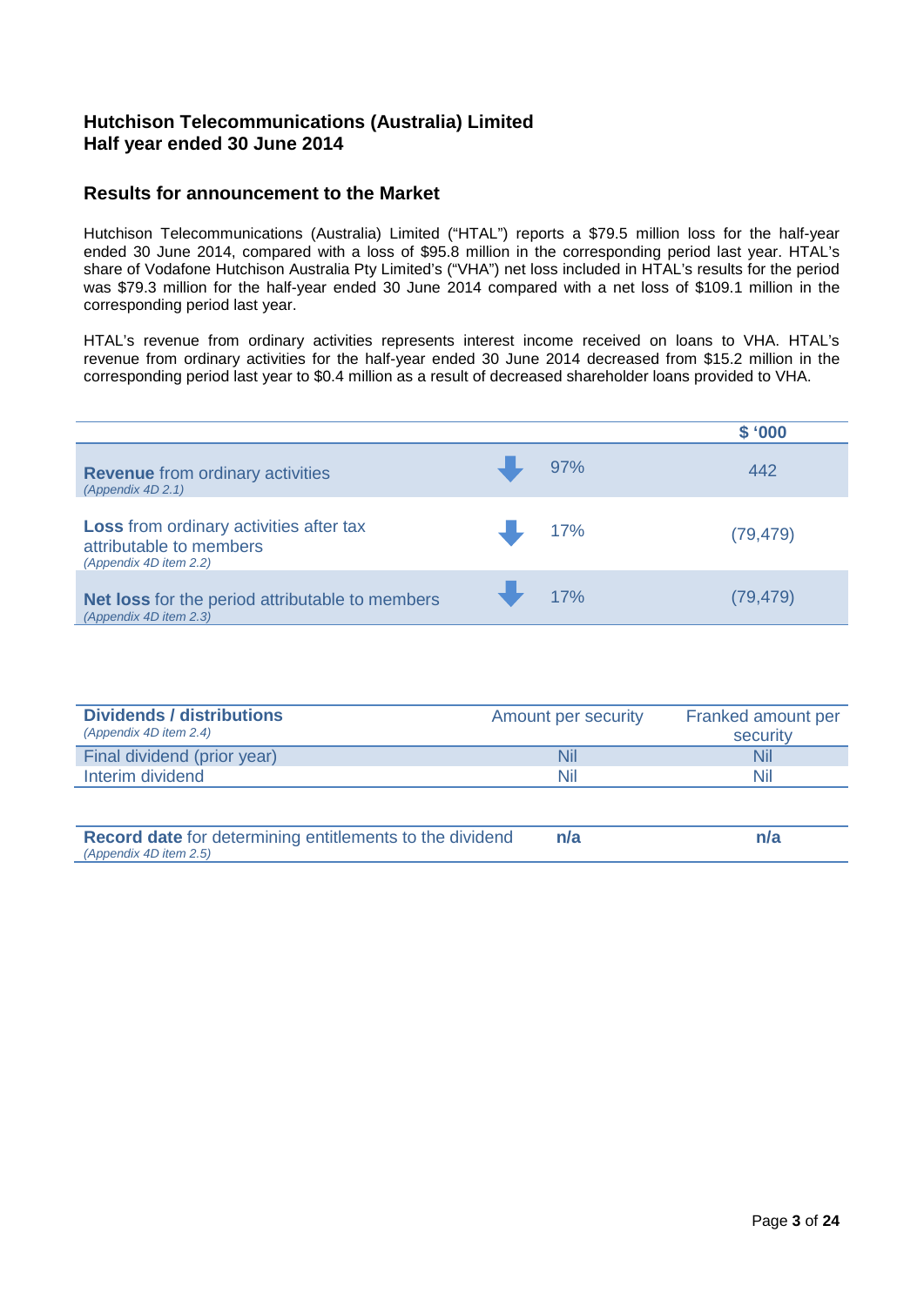## Hutchison Telecommunications (Australia) Limited
## Half year ended 30 June 2014

### Results for announcement to the Market

Hutchison Telecommunications (Australia) Limited ("HTAL") reports a $79.5 million loss for the half-year ended 30 June 2014, compared with a loss of $95.8 million in the corresponding period last year. HTAL's share of Vodafone Hutchison Australia Pty Limited's ("VHA") net loss included in HTAL's results for the period was $79.3 million for the half-year ended 30 June 2014 compared with a net loss of $109.1 million in the corresponding period last year.

HTAL's revenue from ordinary activities represents interest income received on loans to VHA. HTAL's revenue from ordinary activities for the half-year ended 30 June 2014 decreased from $15.2 million in the corresponding period last year to $0.4 million as a result of decreased shareholder loans provided to VHA.

| | | | $ '000 |
|---|---|---|---|
| **Revenue** from ordinary activities *(Appendix 4D 2.1)* | ↓ | 97% | 442 |
| **Loss** from ordinary activities after tax attributable to members *(Appendix 4D item 2.2)* | ↓ | 17% | (79,479) |
| **Net loss** for the period attributable to members *(Appendix 4D item 2.3)* | ↓ | 17% | (79,479) |

| **Dividends / distributions** *(Appendix 4D item 2.4)* | Amount per security | Franked amount per security |
|---|---|---|
| Final dividend (prior year) | Nil | Nil |
| Interim dividend | Nil | Nil |

| **Record date** for determining entitlements to the dividend *(Appendix 4D item 2.5)* | **n/a** | **n/a** |
|---|---|---|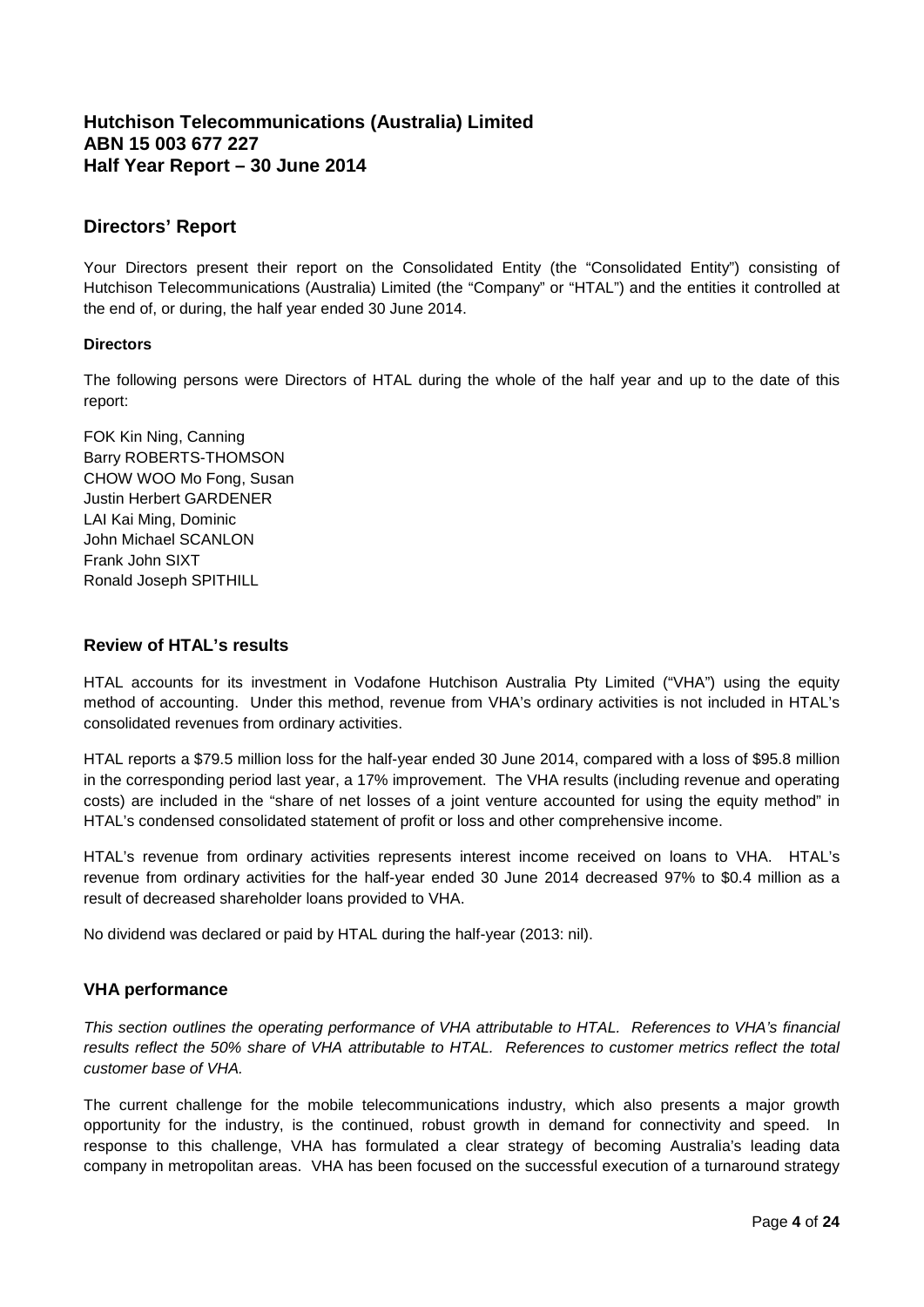# Hutchison Telecommunications (Australia) Limited
# ABN 15 003 677 227
# Half Year Report – 30 June 2014

## Directors' Report

Your Directors present their report on the Consolidated Entity (the "Consolidated Entity") consisting of Hutchison Telecommunications (Australia) Limited (the "Company" or "HTAL") and the entities it controlled at the end of, or during, the half year ended 30 June 2014.

**Directors**

The following persons were Directors of HTAL during the whole of the half year and up to the date of this report:

FOK Kin Ning, Canning
Barry ROBERTS-THOMSON
CHOW WOO Mo Fong, Susan
Justin Herbert GARDENER
LAI Kai Ming, Dominic
John Michael SCANLON
Frank John SIXT
Ronald Joseph SPITHILL

## Review of HTAL's results

HTAL accounts for its investment in Vodafone Hutchison Australia Pty Limited ("VHA") using the equity method of accounting. Under this method, revenue from VHA's ordinary activities is not included in HTAL's consolidated revenues from ordinary activities.

HTAL reports a $79.5 million loss for the half-year ended 30 June 2014, compared with a loss of $95.8 million in the corresponding period last year, a 17% improvement. The VHA results (including revenue and operating costs) are included in the "share of net losses of a joint venture accounted for using the equity method" in HTAL's condensed consolidated statement of profit or loss and other comprehensive income.

HTAL's revenue from ordinary activities represents interest income received on loans to VHA. HTAL's revenue from ordinary activities for the half-year ended 30 June 2014 decreased 97% to $0.4 million as a result of decreased shareholder loans provided to VHA.

No dividend was declared or paid by HTAL during the half-year (2013: nil).

## VHA performance

*This section outlines the operating performance of VHA attributable to HTAL. References to VHA's financial results reflect the 50% share of VHA attributable to HTAL. References to customer metrics reflect the total customer base of VHA.*

The current challenge for the mobile telecommunications industry, which also presents a major growth opportunity for the industry, is the continued, robust growth in demand for connectivity and speed. In response to this challenge, VHA has formulated a clear strategy of becoming Australia's leading data company in metropolitan areas. VHA has been focused on the successful execution of a turnaround strategy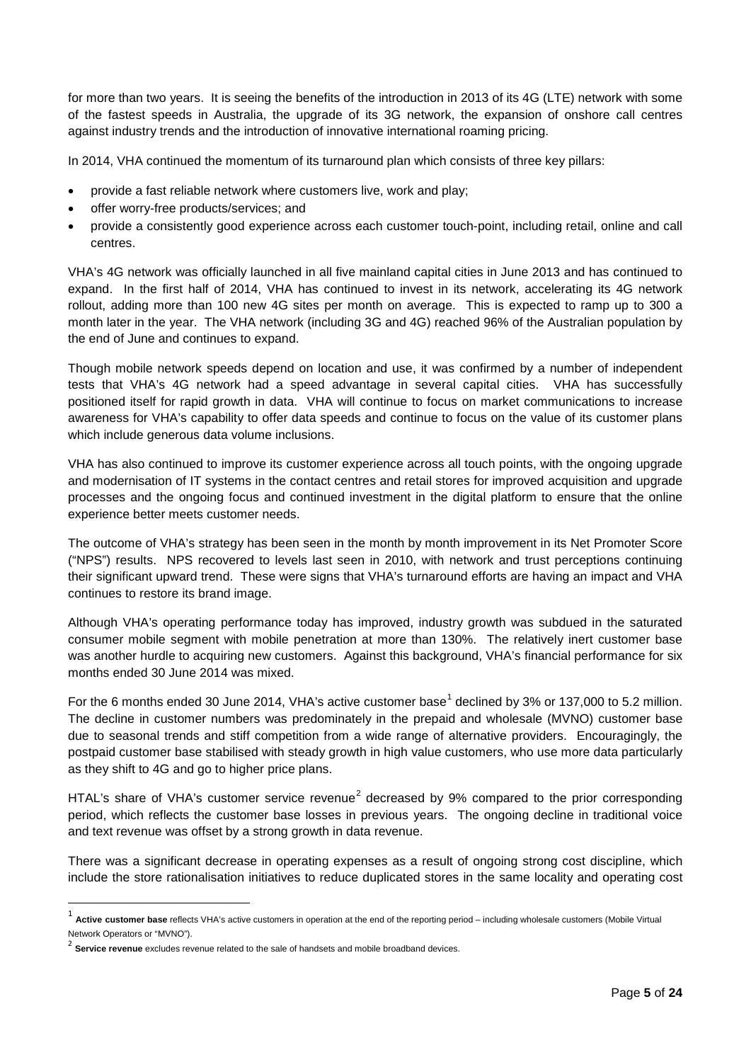for more than two years. It is seeing the benefits of the introduction in 2013 of its 4G (LTE) network with some of the fastest speeds in Australia, the upgrade of its 3G network, the expansion of onshore call centres against industry trends and the introduction of innovative international roaming pricing.

In 2014, VHA continued the momentum of its turnaround plan which consists of three key pillars:

- provide a fast reliable network where customers live, work and play;
- offer worry-free products/services; and
- provide a consistently good experience across each customer touch-point, including retail, online and call centres.

VHA's 4G network was officially launched in all five mainland capital cities in June 2013 and has continued to expand. In the first half of 2014, VHA has continued to invest in its network, accelerating its 4G network rollout, adding more than 100 new 4G sites per month on average. This is expected to ramp up to 300 a month later in the year. The VHA network (including 3G and 4G) reached 96% of the Australian population by the end of June and continues to expand.

Though mobile network speeds depend on location and use, it was confirmed by a number of independent tests that VHA's 4G network had a speed advantage in several capital cities. VHA has successfully positioned itself for rapid growth in data. VHA will continue to focus on market communications to increase awareness for VHA's capability to offer data speeds and continue to focus on the value of its customer plans which include generous data volume inclusions.

VHA has also continued to improve its customer experience across all touch points, with the ongoing upgrade and modernisation of IT systems in the contact centres and retail stores for improved acquisition and upgrade processes and the ongoing focus and continued investment in the digital platform to ensure that the online experience better meets customer needs.

The outcome of VHA's strategy has been seen in the month by month improvement in its Net Promoter Score ("NPS") results. NPS recovered to levels last seen in 2010, with network and trust perceptions continuing their significant upward trend. These were signs that VHA's turnaround efforts are having an impact and VHA continues to restore its brand image.

Although VHA's operating performance today has improved, industry growth was subdued in the saturated consumer mobile segment with mobile penetration at more than 130%. The relatively inert customer base was another hurdle to acquiring new customers. Against this background, VHA's financial performance for six months ended 30 June 2014 was mixed.

For the 6 months ended 30 June 2014, VHA's active customer base[1] declined by 3% or 137,000 to 5.2 million. The decline in customer numbers was predominately in the prepaid and wholesale (MVNO) customer base due to seasonal trends and stiff competition from a wide range of alternative providers. Encouragingly, the postpaid customer base stabilised with steady growth in high value customers, who use more data particularly as they shift to 4G and go to higher price plans.

HTAL's share of VHA's customer service revenue[2] decreased by 9% compared to the prior corresponding period, which reflects the customer base losses in previous years. The ongoing decline in traditional voice and text revenue was offset by a strong growth in data revenue.

There was a significant decrease in operating expenses as a result of ongoing strong cost discipline, which include the store rationalisation initiatives to reduce duplicated stores in the same locality and operating cost

---

[1] **Active customer base** reflects VHA's active customers in operation at the end of the reporting period – including wholesale customers (Mobile Virtual Network Operators or "MVNO").

[2] **Service revenue** excludes revenue related to the sale of handsets and mobile broadband devices.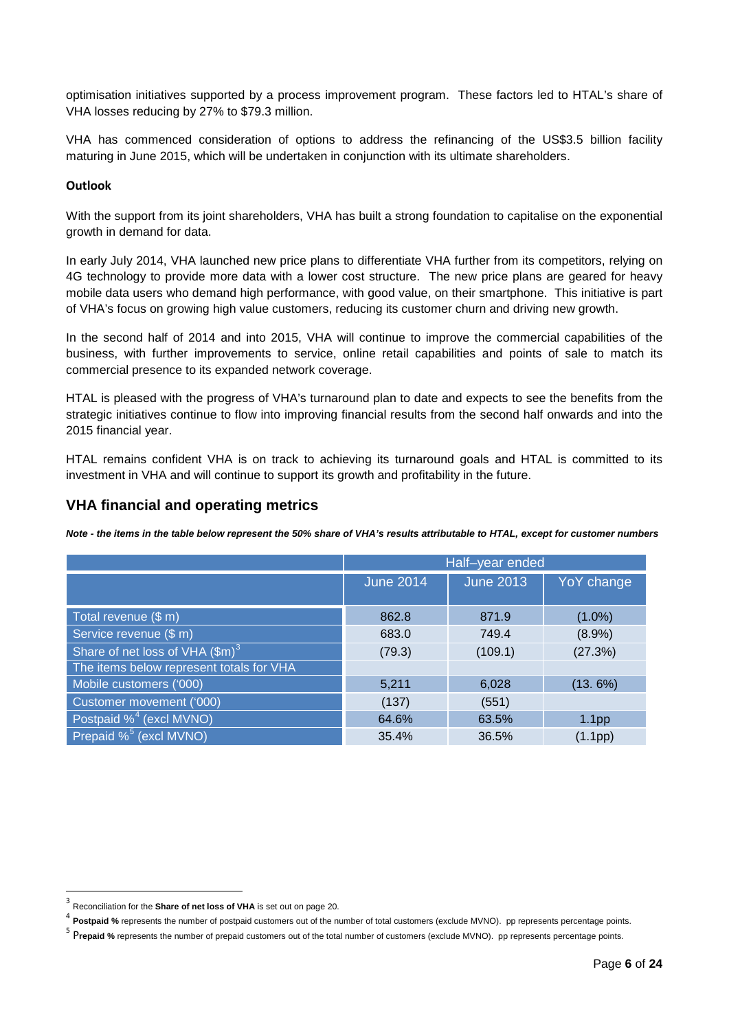optimisation initiatives supported by a process improvement program. These factors led to HTAL's share of VHA losses reducing by 27% to $79.3 million.

VHA has commenced consideration of options to address the refinancing of the US$3.5 billion facility maturing in June 2015, which will be undertaken in conjunction with its ultimate shareholders.

**Outlook**

With the support from its joint shareholders, VHA has built a strong foundation to capitalise on the exponential growth in demand for data.

In early July 2014, VHA launched new price plans to differentiate VHA further from its competitors, relying on 4G technology to provide more data with a lower cost structure. The new price plans are geared for heavy mobile data users who demand high performance, with good value, on their smartphone. This initiative is part of VHA's focus on growing high value customers, reducing its customer churn and driving new growth.

In the second half of 2014 and into 2015, VHA will continue to improve the commercial capabilities of the business, with further improvements to service, online retail capabilities and points of sale to match its commercial presence to its expanded network coverage.

HTAL is pleased with the progress of VHA's turnaround plan to date and expects to see the benefits from the strategic initiatives continue to flow into improving financial results from the second half onwards and into the 2015 financial year.

HTAL remains confident VHA is on track to achieving its turnaround goals and HTAL is committed to its investment in VHA and will continue to support its growth and profitability in the future.

## VHA financial and operating metrics

***Note - the items in the table below represent the 50% share of VHA's results attributable to HTAL, except for customer numbers***

| | Half–year ended | | |
|---|---|---|---|
| | June 2014 | June 2013 | YoY change |
| Total revenue ($ m) | 862.8 | 871.9 | (1.0%) |
| Service revenue ($ m) | 683.0 | 749.4 | (8.9%) |
| Share of net loss of VHA ($m)[3] | (79.3) | (109.1) | (27.3%) |
| The items below represent totals for VHA | | | |
| Mobile customers ('000) | 5,211 | 6,028 | (13. 6%) |
| Customer movement ('000) | (137) | (551) | |
| Postpaid %[4] (excl MVNO) | 64.6% | 63.5% | 1.1pp |
| Prepaid %[5] (excl MVNO) | 35.4% | 36.5% | (1.1pp) |

[3] Reconciliation for the **Share of net loss of VHA** is set out on page 20.

[4] **Postpaid %** represents the number of postpaid customers out of the number of total customers (exclude MVNO). pp represents percentage points.

[5] **Prepaid %** represents the number of prepaid customers out of the total number of customers (exclude MVNO). pp represents percentage points.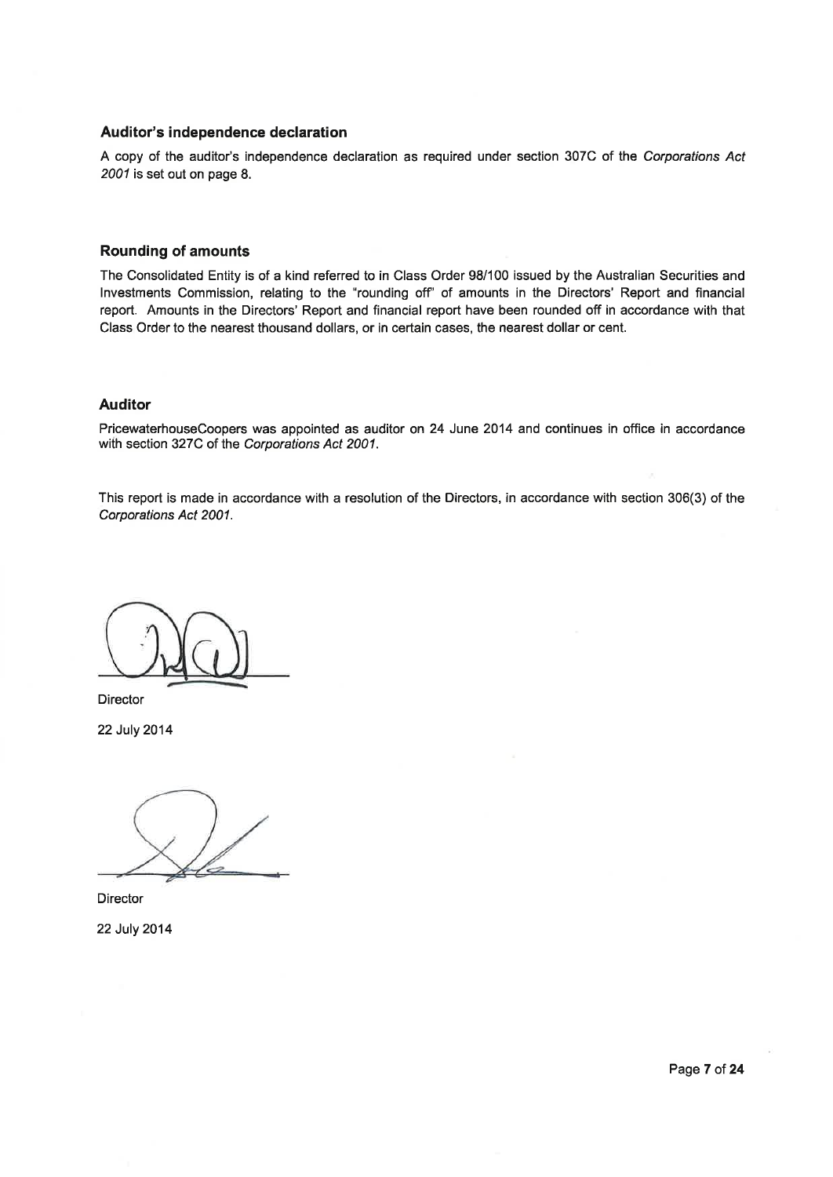### Auditor's independence declaration

A copy of the auditor's independence declaration as required under section 307C of the *Corporations Act 2001* is set out on page 8.

### Rounding of amounts

The Consolidated Entity is of a kind referred to in Class Order 98/100 issued by the Australian Securities and Investments Commission, relating to the "rounding off" of amounts in the Directors' Report and financial report. Amounts in the Directors' Report and financial report have been rounded off in accordance with that Class Order to the nearest thousand dollars, or in certain cases, the nearest dollar or cent.

### Auditor

PricewaterhouseCoopers was appointed as auditor on 24 June 2014 and continues in office in accordance with section 327C of the *Corporations Act 2001*.

This report is made in accordance with a resolution of the Directors, in accordance with section 306(3) of the *Corporations Act 2001*.

Director

22 July 2014

Director

22 July 2014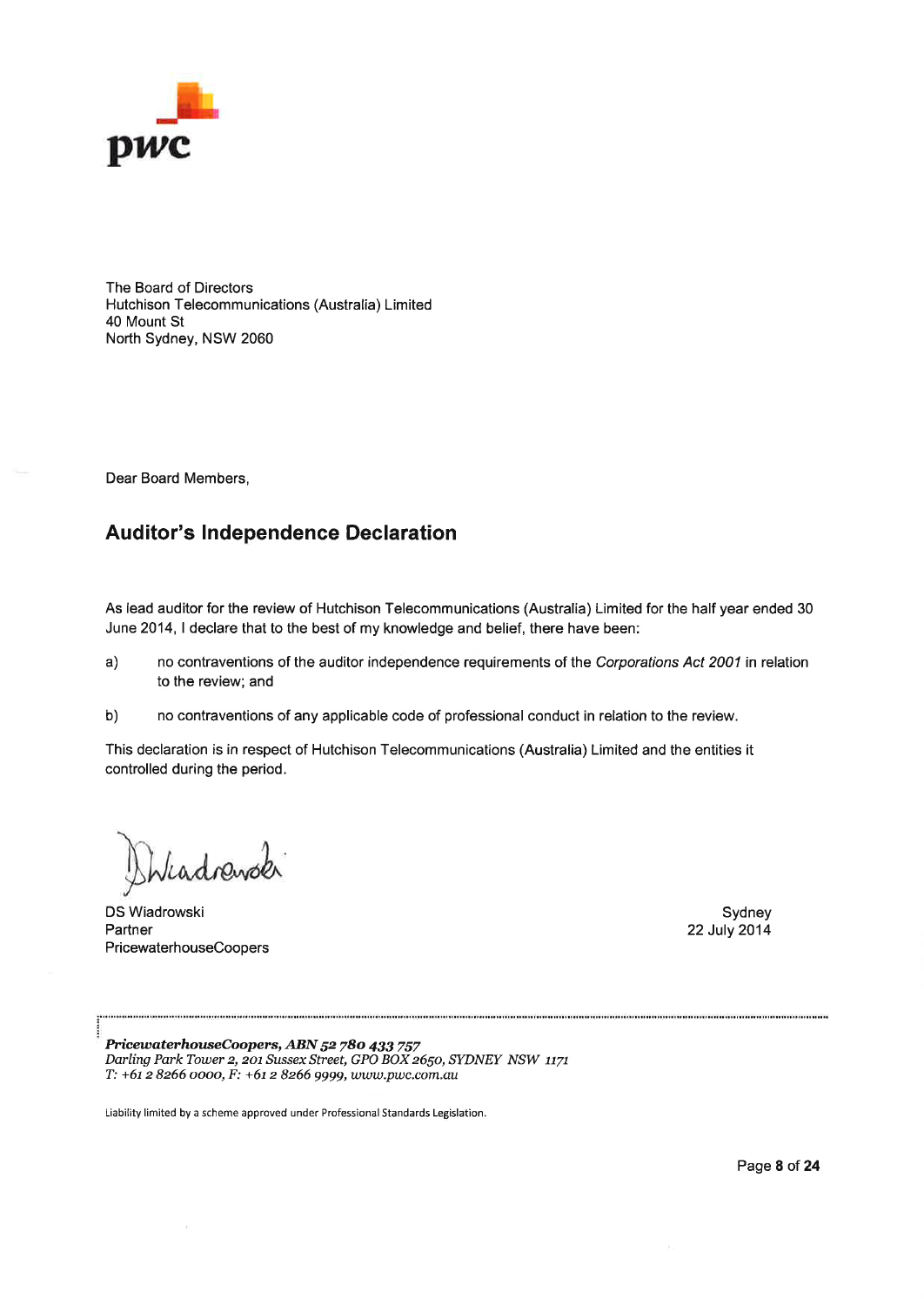The Board of Directors
Hutchison Telecommunications (Australia) Limited
40 Mount St
North Sydney, NSW 2060

Dear Board Members,

## Auditor's Independence Declaration

As lead auditor for the review of Hutchison Telecommunications (Australia) Limited for the half year ended 30 June 2014, I declare that to the best of my knowledge and belief, there have been:

a) no contraventions of the auditor independence requirements of the *Corporations Act 2001* in relation to the review; and

b) no contraventions of any applicable code of professional conduct in relation to the review.

This declaration is in respect of Hutchison Telecommunications (Australia) Limited and the entities it controlled during the period.

DS Wiadrowski
Partner
PricewaterhouseCoopers

Sydney
22 July 2014

***PricewaterhouseCoopers, ABN 52 780 433 757***
*Darling Park Tower 2, 201 Sussex Street, GPO BOX 2650, SYDNEY NSW 1171*
*T: +61 2 8266 0000, F: +61 2 8266 9999, www.pwc.com.au*

Liability limited by a scheme approved under Professional Standards Legislation.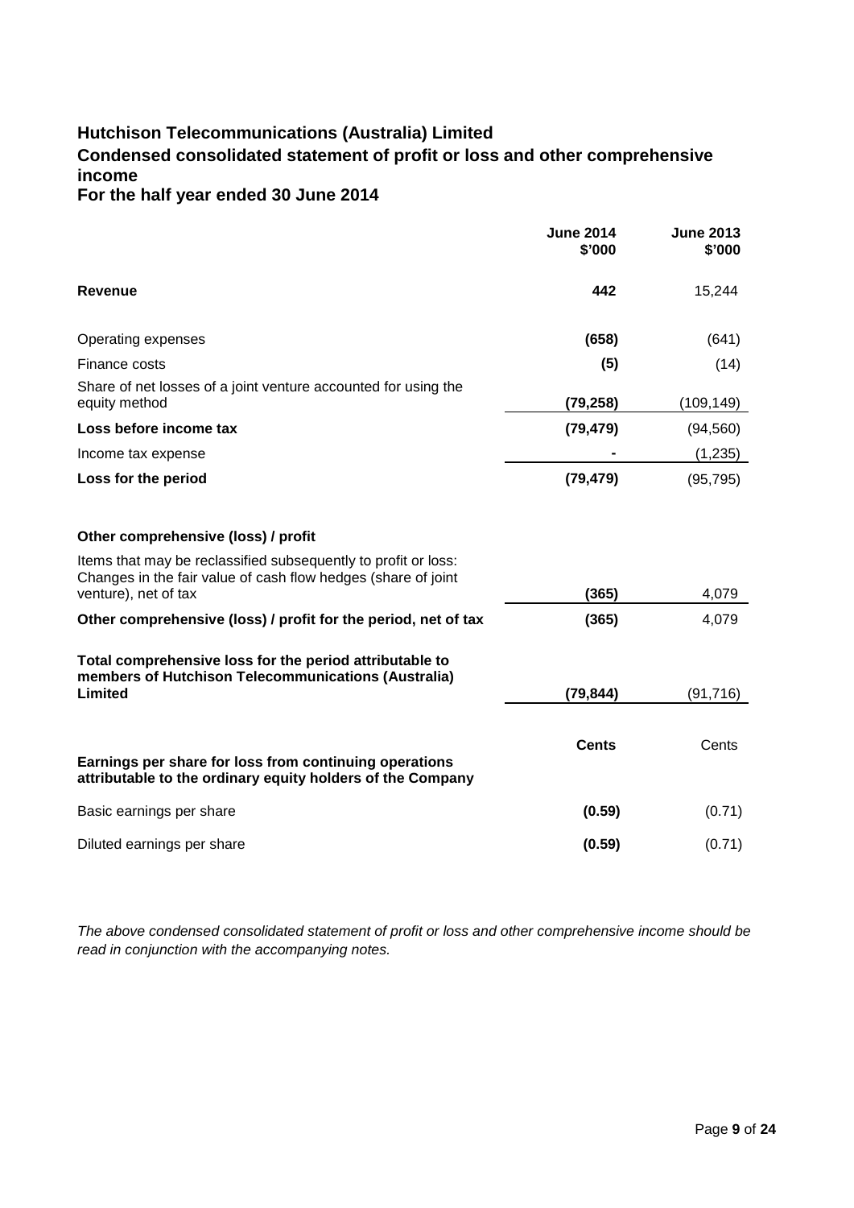# Hutchison Telecommunications (Australia) Limited

## Condensed consolidated statement of profit or loss and other comprehensive income

## For the half year ended 30 June 2014

| | June 2014 $'000 | June 2013 $'000 |
|---|---|---|
| **Revenue** | **442** | 15,244 |
| Operating expenses | **(658)** | (641) |
| Finance costs | **(5)** | (14) |
| Share of net losses of a joint venture accounted for using the equity method | **(79,258)** | (109,149) |
| **Loss before income tax** | **(79,479)** | (94,560) |
| Income tax expense | **-** | (1,235) |
| **Loss for the period** | **(79,479)** | (95,795) |
| **Other comprehensive (loss) / profit** | | |
| Items that may be reclassified subsequently to profit or loss: Changes in the fair value of cash flow hedges (share of joint venture), net of tax | **(365)** | 4,079 |
| **Other comprehensive (loss) / profit for the period, net of tax** | **(365)** | 4,079 |
| **Total comprehensive loss for the period attributable to members of Hutchison Telecommunications (Australia) Limited** | **(79,844)** | (91,716) |
| | **Cents** | Cents |
| **Earnings per share for loss from continuing operations attributable to the ordinary equity holders of the Company** | | |
| Basic earnings per share | **(0.59)** | (0.71) |
| Diluted earnings per share | **(0.59)** | (0.71) |

*The above condensed consolidated statement of profit or loss and other comprehensive income should be read in conjunction with the accompanying notes.*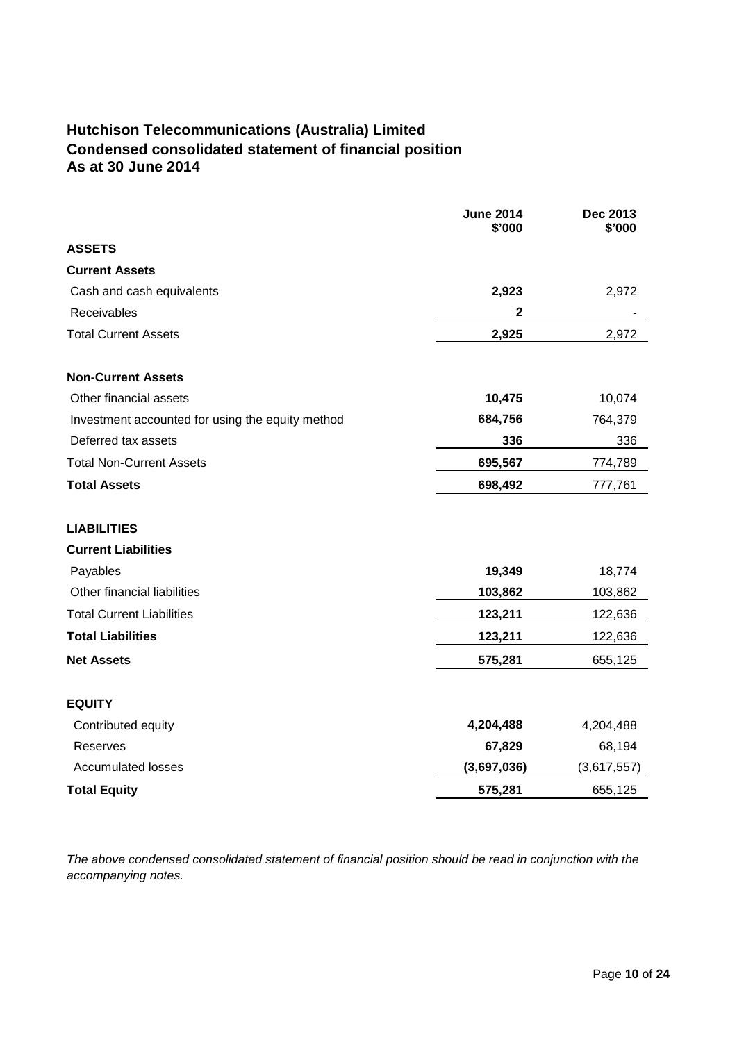# Hutchison Telecommunications (Australia) Limited
## Condensed consolidated statement of financial position
## As at 30 June 2014

| | **June 2014 $'000** | **Dec 2013 $'000** |
|---|---|---|
| **ASSETS** | | |
| **Current Assets** | | |
| Cash and cash equivalents | **2,923** | 2,972 |
| Receivables | **2** | - |
| Total Current Assets | **2,925** | 2,972 |
| | | |
| **Non-Current Assets** | | |
| Other financial assets | **10,475** | 10,074 |
| Investment accounted for using the equity method | **684,756** | 764,379 |
| Deferred tax assets | **336** | 336 |
| Total Non-Current Assets | **695,567** | 774,789 |
| **Total Assets** | **698,492** | 777,761 |
| | | |
| **LIABILITIES** | | |
| **Current Liabilities** | | |
| Payables | **19,349** | 18,774 |
| Other financial liabilities | **103,862** | 103,862 |
| Total Current Liabilities | **123,211** | 122,636 |
| **Total Liabilities** | **123,211** | 122,636 |
| **Net Assets** | **575,281** | 655,125 |
| | | |
| **EQUITY** | | |
| Contributed equity | **4,204,488** | 4,204,488 |
| Reserves | **67,829** | 68,194 |
| Accumulated losses | **(3,697,036)** | (3,617,557) |
| **Total Equity** | **575,281** | 655,125 |

*The above condensed consolidated statement of financial position should be read in conjunction with the accompanying notes.*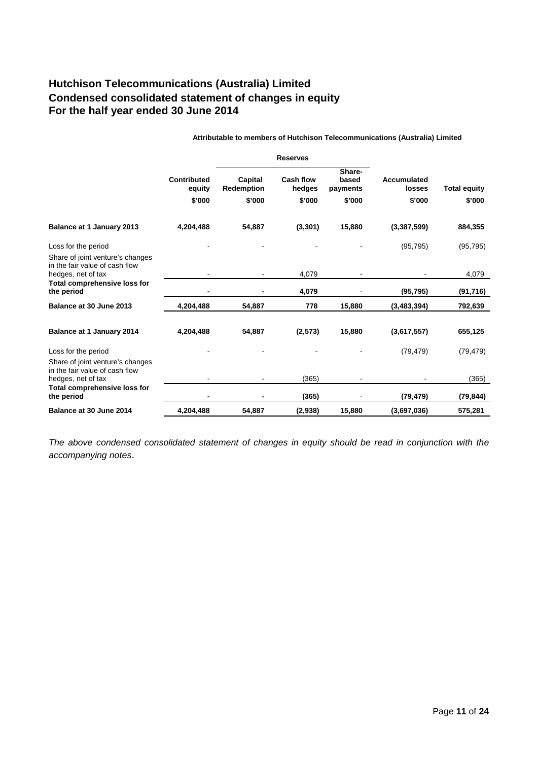# Hutchison Telecommunications (Australia) Limited
# Condensed consolidated statement of changes in equity
# For the half year ended 30 June 2014

**Attributable to members of Hutchison Telecommunications (Australia) Limited**

| | | Reserves | | | | |
|---|---|---|---|---|---|---|
| | **Contributed equity** | **Capital Redemption** | **Cash flow hedges** | **Share-based payments** | **Accumulated losses** | **Total equity** |
| | **\$'000** | **\$'000** | **\$'000** | **\$'000** | **\$'000** | **\$'000** |
| **Balance at 1 January 2013** | **4,204,488** | **54,887** | **(3,301)** | **15,880** | **(3,387,599)** | **884,355** |
| Loss for the period | - | - | - | - | (95,795) | (95,795) |
| Share of joint venture's changes in the fair value of cash flow hedges, net of tax | - | - | 4,079 | - | - | 4,079 |
| **Total comprehensive loss for the period** | **-** | **-** | **4,079** | - | **(95,795)** | **(91,716)** |
| **Balance at 30 June 2013** | **4,204,488** | **54,887** | **778** | **15,880** | **(3,483,394)** | **792,639** |
| **Balance at 1 January 2014** | **4,204,488** | **54,887** | **(2,573)** | **15,880** | **(3,617,557)** | **655,125** |
| Loss for the period | - | - | - | - | (79,479) | (79,479) |
| Share of joint venture's changes in the fair value of cash flow hedges, net of tax | - | - | (365) | - | - | (365) |
| **Total comprehensive loss for the period** | **-** | **-** | **(365)** | - | **(79,479)** | **(79,844)** |
| **Balance at 30 June 2014** | **4,204,488** | **54,887** | **(2,938)** | **15,880** | **(3,697,036)** | **575,281** |

*The above condensed consolidated statement of changes in equity should be read in conjunction with the accompanying notes*.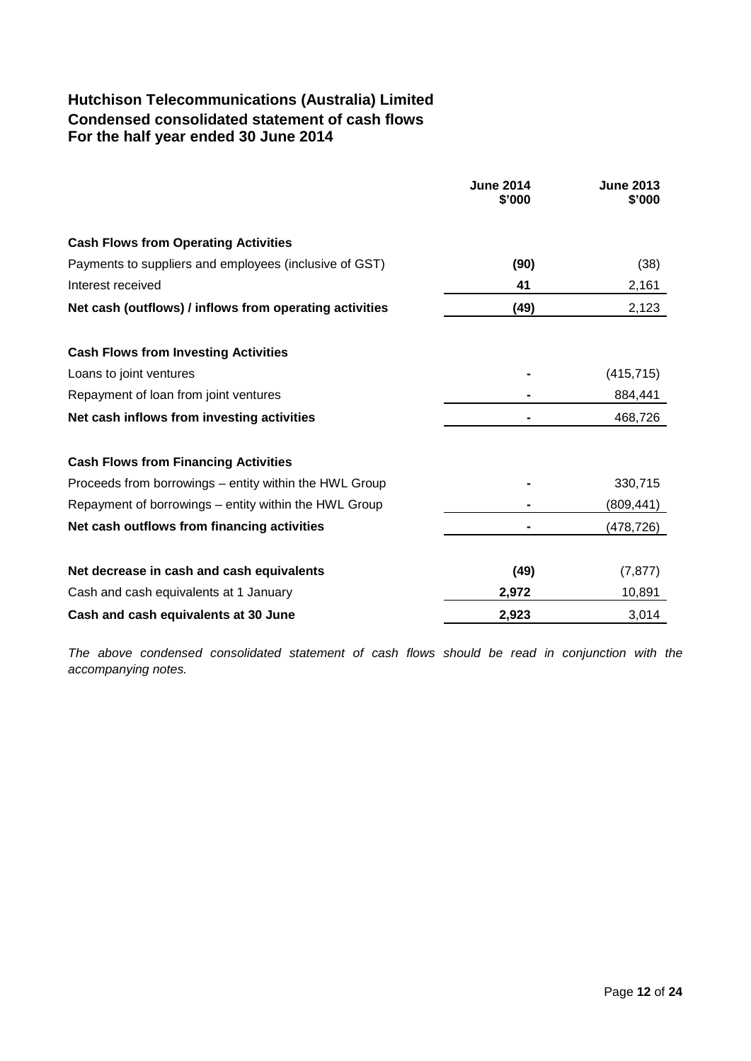# Hutchison Telecommunications (Australia) Limited
## Condensed consolidated statement of cash flows
## For the half year ended 30 June 2014

| | June 2014 $'000 | June 2013 $'000 |
|---|---|---|
| **Cash Flows from Operating Activities** | | |
| Payments to suppliers and employees (inclusive of GST) | **(90)** | (38) |
| Interest received | **41** | 2,161 |
| **Net cash (outflows) / inflows from operating activities** | **(49)** | 2,123 |
| | | |
| **Cash Flows from Investing Activities** | | |
| Loans to joint ventures | **-** | (415,715) |
| Repayment of loan from joint ventures | **-** | 884,441 |
| **Net cash inflows from investing activities** | **-** | 468,726 |
| | | |
| **Cash Flows from Financing Activities** | | |
| Proceeds from borrowings – entity within the HWL Group | **-** | 330,715 |
| Repayment of borrowings – entity within the HWL Group | **-** | (809,441) |
| **Net cash outflows from financing activities** | **-** | (478,726) |
| | | |
| **Net decrease in cash and cash equivalents** | **(49)** | (7,877) |
| Cash and cash equivalents at 1 January | **2,972** | 10,891 |
| **Cash and cash equivalents at 30 June** | **2,923** | 3,014 |

*The above condensed consolidated statement of cash flows should be read in conjunction with the accompanying notes.*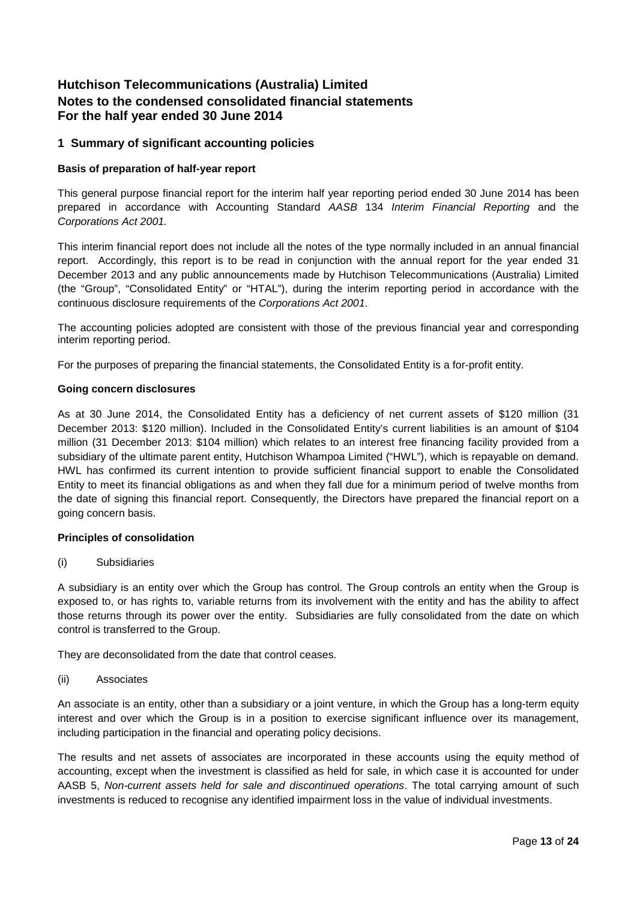# Hutchison Telecommunications (Australia) Limited
# Notes to the condensed consolidated financial statements
# For the half year ended 30 June 2014

## 1 Summary of significant accounting policies

### Basis of preparation of half-year report

This general purpose financial report for the interim half year reporting period ended 30 June 2014 has been prepared in accordance with Accounting Standard *AASB* 134 *Interim Financial Reporting* and the *Corporations Act 2001.*

This interim financial report does not include all the notes of the type normally included in an annual financial report. Accordingly, this report is to be read in conjunction with the annual report for the year ended 31 December 2013 and any public announcements made by Hutchison Telecommunications (Australia) Limited (the "Group", "Consolidated Entity" or "HTAL"), during the interim reporting period in accordance with the continuous disclosure requirements of the *Corporations Act 2001*.

The accounting policies adopted are consistent with those of the previous financial year and corresponding interim reporting period.

For the purposes of preparing the financial statements, the Consolidated Entity is a for-profit entity.

### Going concern disclosures

As at 30 June 2014, the Consolidated Entity has a deficiency of net current assets of $120 million (31 December 2013: $120 million). Included in the Consolidated Entity's current liabilities is an amount of $104 million (31 December 2013: $104 million) which relates to an interest free financing facility provided from a subsidiary of the ultimate parent entity, Hutchison Whampoa Limited ("HWL"), which is repayable on demand. HWL has confirmed its current intention to provide sufficient financial support to enable the Consolidated Entity to meet its financial obligations as and when they fall due for a minimum period of twelve months from the date of signing this financial report. Consequently, the Directors have prepared the financial report on a going concern basis.

### Principles of consolidation

(i) Subsidiaries

A subsidiary is an entity over which the Group has control. The Group controls an entity when the Group is exposed to, or has rights to, variable returns from its involvement with the entity and has the ability to affect those returns through its power over the entity. Subsidiaries are fully consolidated from the date on which control is transferred to the Group.

They are deconsolidated from the date that control ceases.

(ii) Associates

An associate is an entity, other than a subsidiary or a joint venture, in which the Group has a long-term equity interest and over which the Group is in a position to exercise significant influence over its management, including participation in the financial and operating policy decisions.

The results and net assets of associates are incorporated in these accounts using the equity method of accounting, except when the investment is classified as held for sale, in which case it is accounted for under AASB 5, *Non-current assets held for sale and discontinued operations*. The total carrying amount of such investments is reduced to recognise any identified impairment loss in the value of individual investments.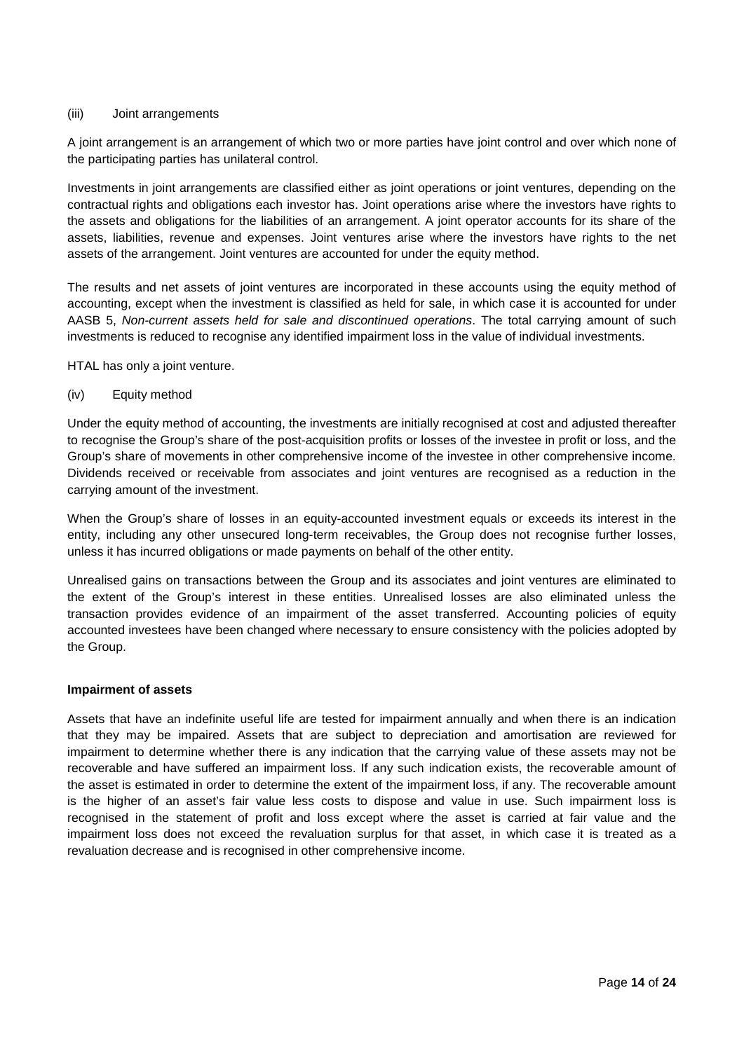(iii) Joint arrangements

A joint arrangement is an arrangement of which two or more parties have joint control and over which none of the participating parties has unilateral control.

Investments in joint arrangements are classified either as joint operations or joint ventures, depending on the contractual rights and obligations each investor has. Joint operations arise where the investors have rights to the assets and obligations for the liabilities of an arrangement. A joint operator accounts for its share of the assets, liabilities, revenue and expenses. Joint ventures arise where the investors have rights to the net assets of the arrangement. Joint ventures are accounted for under the equity method.

The results and net assets of joint ventures are incorporated in these accounts using the equity method of accounting, except when the investment is classified as held for sale, in which case it is accounted for under AASB 5, *Non-current assets held for sale and discontinued operations*. The total carrying amount of such investments is reduced to recognise any identified impairment loss in the value of individual investments.

HTAL has only a joint venture.

(iv) Equity method

Under the equity method of accounting, the investments are initially recognised at cost and adjusted thereafter to recognise the Group's share of the post-acquisition profits or losses of the investee in profit or loss, and the Group's share of movements in other comprehensive income of the investee in other comprehensive income. Dividends received or receivable from associates and joint ventures are recognised as a reduction in the carrying amount of the investment.

When the Group's share of losses in an equity-accounted investment equals or exceeds its interest in the entity, including any other unsecured long-term receivables, the Group does not recognise further losses, unless it has incurred obligations or made payments on behalf of the other entity.

Unrealised gains on transactions between the Group and its associates and joint ventures are eliminated to the extent of the Group's interest in these entities. Unrealised losses are also eliminated unless the transaction provides evidence of an impairment of the asset transferred. Accounting policies of equity accounted investees have been changed where necessary to ensure consistency with the policies adopted by the Group.

**Impairment of assets**

Assets that have an indefinite useful life are tested for impairment annually and when there is an indication that they may be impaired. Assets that are subject to depreciation and amortisation are reviewed for impairment to determine whether there is any indication that the carrying value of these assets may not be recoverable and have suffered an impairment loss. If any such indication exists, the recoverable amount of the asset is estimated in order to determine the extent of the impairment loss, if any. The recoverable amount is the higher of an asset's fair value less costs to dispose and value in use. Such impairment loss is recognised in the statement of profit and loss except where the asset is carried at fair value and the impairment loss does not exceed the revaluation surplus for that asset, in which case it is treated as a revaluation decrease and is recognised in other comprehensive income.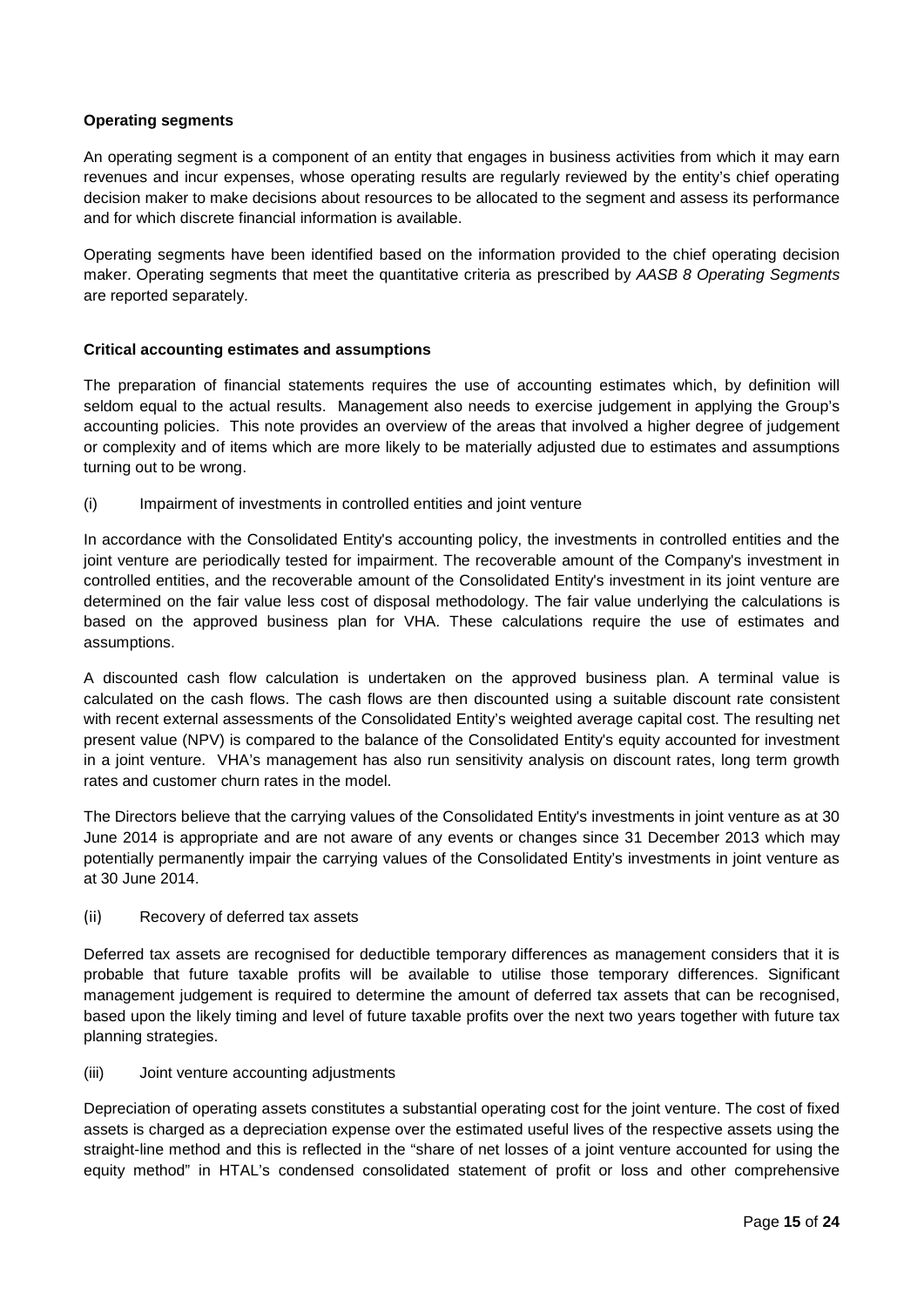**Operating segments**

An operating segment is a component of an entity that engages in business activities from which it may earn revenues and incur expenses, whose operating results are regularly reviewed by the entity's chief operating decision maker to make decisions about resources to be allocated to the segment and assess its performance and for which discrete financial information is available.

Operating segments have been identified based on the information provided to the chief operating decision maker. Operating segments that meet the quantitative criteria as prescribed by *AASB 8 Operating Segments* are reported separately.

**Critical accounting estimates and assumptions**

The preparation of financial statements requires the use of accounting estimates which, by definition will seldom equal to the actual results. Management also needs to exercise judgement in applying the Group's accounting policies. This note provides an overview of the areas that involved a higher degree of judgement or complexity and of items which are more likely to be materially adjusted due to estimates and assumptions turning out to be wrong.

(i) Impairment of investments in controlled entities and joint venture

In accordance with the Consolidated Entity's accounting policy, the investments in controlled entities and the joint venture are periodically tested for impairment. The recoverable amount of the Company's investment in controlled entities, and the recoverable amount of the Consolidated Entity's investment in its joint venture are determined on the fair value less cost of disposal methodology. The fair value underlying the calculations is based on the approved business plan for VHA. These calculations require the use of estimates and assumptions.

A discounted cash flow calculation is undertaken on the approved business plan. A terminal value is calculated on the cash flows. The cash flows are then discounted using a suitable discount rate consistent with recent external assessments of the Consolidated Entity's weighted average capital cost. The resulting net present value (NPV) is compared to the balance of the Consolidated Entity's equity accounted for investment in a joint venture. VHA's management has also run sensitivity analysis on discount rates, long term growth rates and customer churn rates in the model.

The Directors believe that the carrying values of the Consolidated Entity's investments in joint venture as at 30 June 2014 is appropriate and are not aware of any events or changes since 31 December 2013 which may potentially permanently impair the carrying values of the Consolidated Entity's investments in joint venture as at 30 June 2014.

(ii) Recovery of deferred tax assets

Deferred tax assets are recognised for deductible temporary differences as management considers that it is probable that future taxable profits will be available to utilise those temporary differences. Significant management judgement is required to determine the amount of deferred tax assets that can be recognised, based upon the likely timing and level of future taxable profits over the next two years together with future tax planning strategies.

(iii) Joint venture accounting adjustments

Depreciation of operating assets constitutes a substantial operating cost for the joint venture. The cost of fixed assets is charged as a depreciation expense over the estimated useful lives of the respective assets using the straight-line method and this is reflected in the "share of net losses of a joint venture accounted for using the equity method" in HTAL's condensed consolidated statement of profit or loss and other comprehensive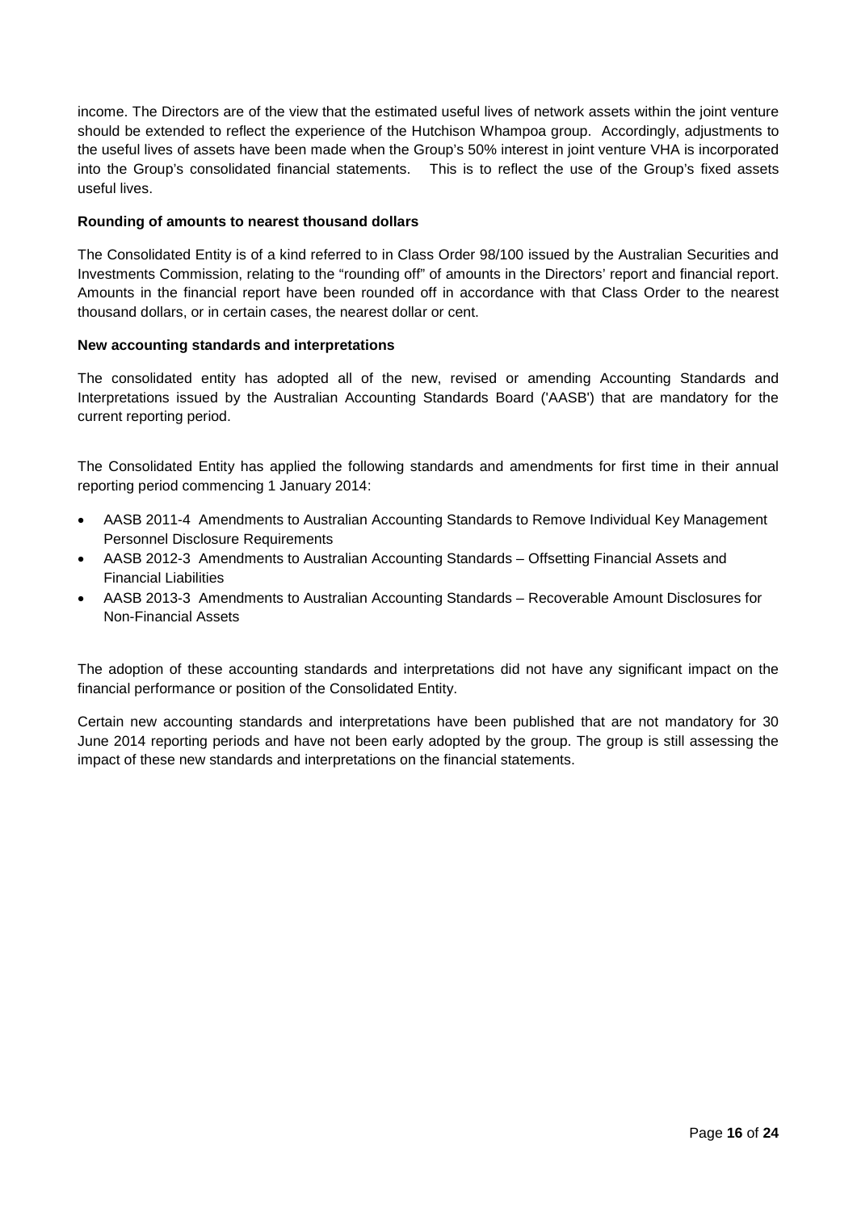income. The Directors are of the view that the estimated useful lives of network assets within the joint venture should be extended to reflect the experience of the Hutchison Whampoa group. Accordingly, adjustments to the useful lives of assets have been made when the Group's 50% interest in joint venture VHA is incorporated into the Group's consolidated financial statements. This is to reflect the use of the Group's fixed assets useful lives.

**Rounding of amounts to nearest thousand dollars**

The Consolidated Entity is of a kind referred to in Class Order 98/100 issued by the Australian Securities and Investments Commission, relating to the "rounding off" of amounts in the Directors' report and financial report. Amounts in the financial report have been rounded off in accordance with that Class Order to the nearest thousand dollars, or in certain cases, the nearest dollar or cent.

**New accounting standards and interpretations**

The consolidated entity has adopted all of the new, revised or amending Accounting Standards and Interpretations issued by the Australian Accounting Standards Board ('AASB') that are mandatory for the current reporting period.

The Consolidated Entity has applied the following standards and amendments for first time in their annual reporting period commencing 1 January 2014:

- AASB 2011-4 Amendments to Australian Accounting Standards to Remove Individual Key Management Personnel Disclosure Requirements
- AASB 2012-3 Amendments to Australian Accounting Standards – Offsetting Financial Assets and Financial Liabilities
- AASB 2013-3 Amendments to Australian Accounting Standards – Recoverable Amount Disclosures for Non-Financial Assets

The adoption of these accounting standards and interpretations did not have any significant impact on the financial performance or position of the Consolidated Entity.

Certain new accounting standards and interpretations have been published that are not mandatory for 30 June 2014 reporting periods and have not been early adopted by the group. The group is still assessing the impact of these new standards and interpretations on the financial statements.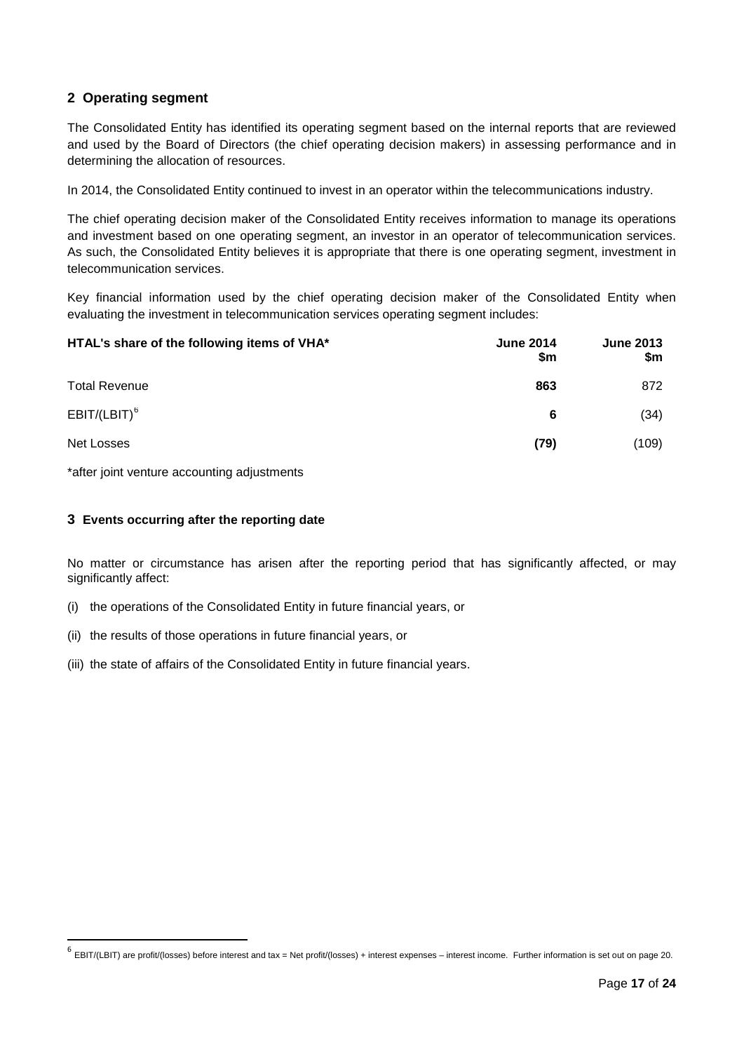## 2 Operating segment

The Consolidated Entity has identified its operating segment based on the internal reports that are reviewed and used by the Board of Directors (the chief operating decision makers) in assessing performance and in determining the allocation of resources.

In 2014, the Consolidated Entity continued to invest in an operator within the telecommunications industry.

The chief operating decision maker of the Consolidated Entity receives information to manage its operations and investment based on one operating segment, an investor in an operator of telecommunication services. As such, the Consolidated Entity believes it is appropriate that there is one operating segment, investment in telecommunication services.

Key financial information used by the chief operating decision maker of the Consolidated Entity when evaluating the investment in telecommunication services operating segment includes:

| HTAL's share of the following items of VHA* | June 2014 $m | June 2013 $m |
|---|---|---|
| Total Revenue | **863** | 872 |
| EBIT/(LBIT)[6] | **6** | (34) |
| Net Losses | **(79)** | (109) |

*after joint venture accounting adjustments

### 3 Events occurring after the reporting date

No matter or circumstance has arisen after the reporting period that has significantly affected, or may significantly affect:

(i) the operations of the Consolidated Entity in future financial years, or

(ii) the results of those operations in future financial years, or

(iii) the state of affairs of the Consolidated Entity in future financial years.

[6] EBIT/(LBIT) are profit/(losses) before interest and tax = Net profit/(losses) + interest expenses – interest income. Further information is set out on page 20.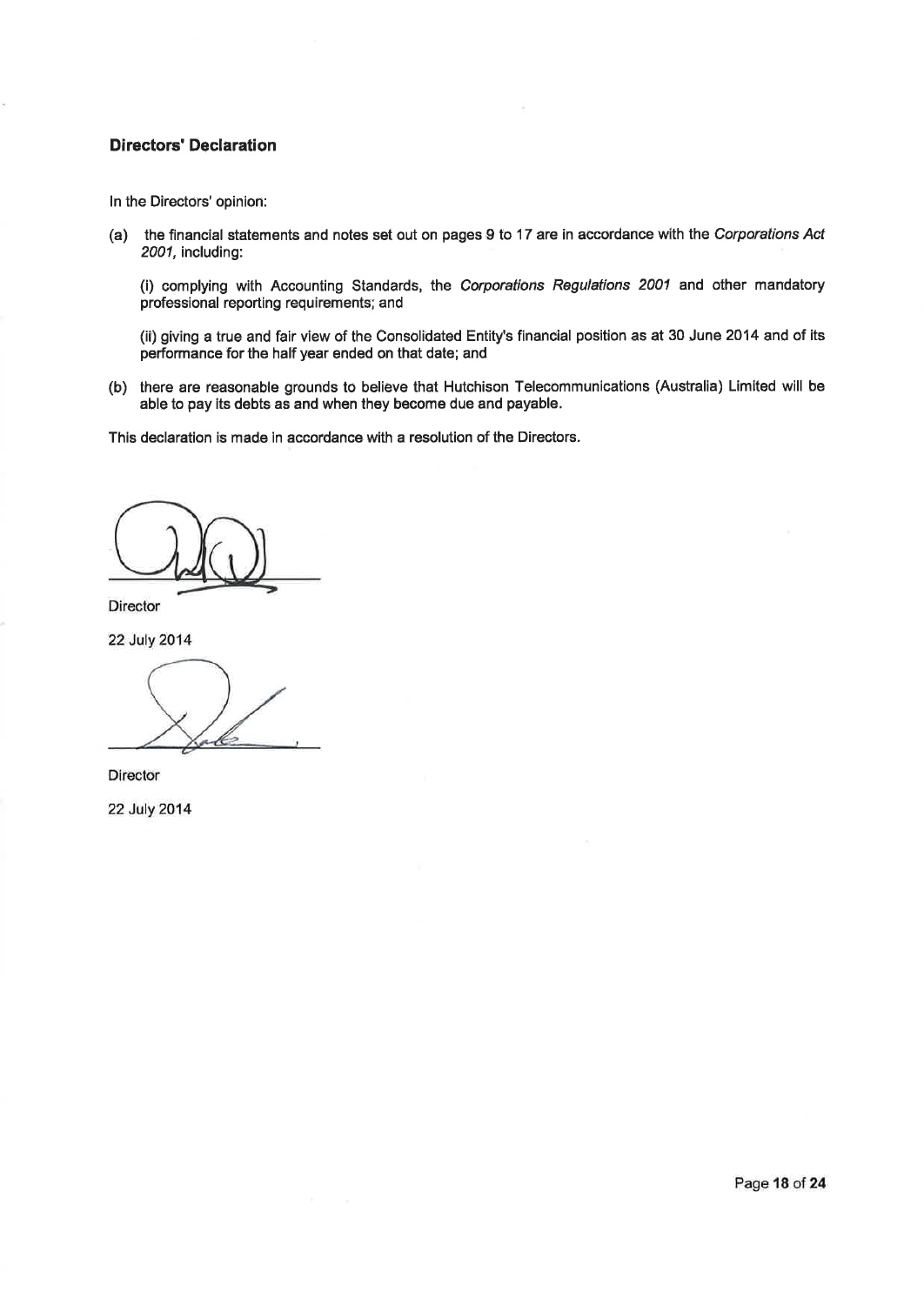## Directors' Declaration

In the Directors' opinion:

(a) the financial statements and notes set out on pages 9 to 17 are in accordance with the *Corporations Act 2001*, including:

(i) complying with Accounting Standards, the *Corporations Regulations 2001* and other mandatory professional reporting requirements; and

(ii) giving a true and fair view of the Consolidated Entity's financial position as at 30 June 2014 and of its performance for the half year ended on that date; and

(b) there are reasonable grounds to believe that Hutchison Telecommunications (Australia) Limited will be able to pay its debts as and when they become due and payable.

This declaration is made in accordance with a resolution of the Directors.

Director

22 July 2014

Director

22 July 2014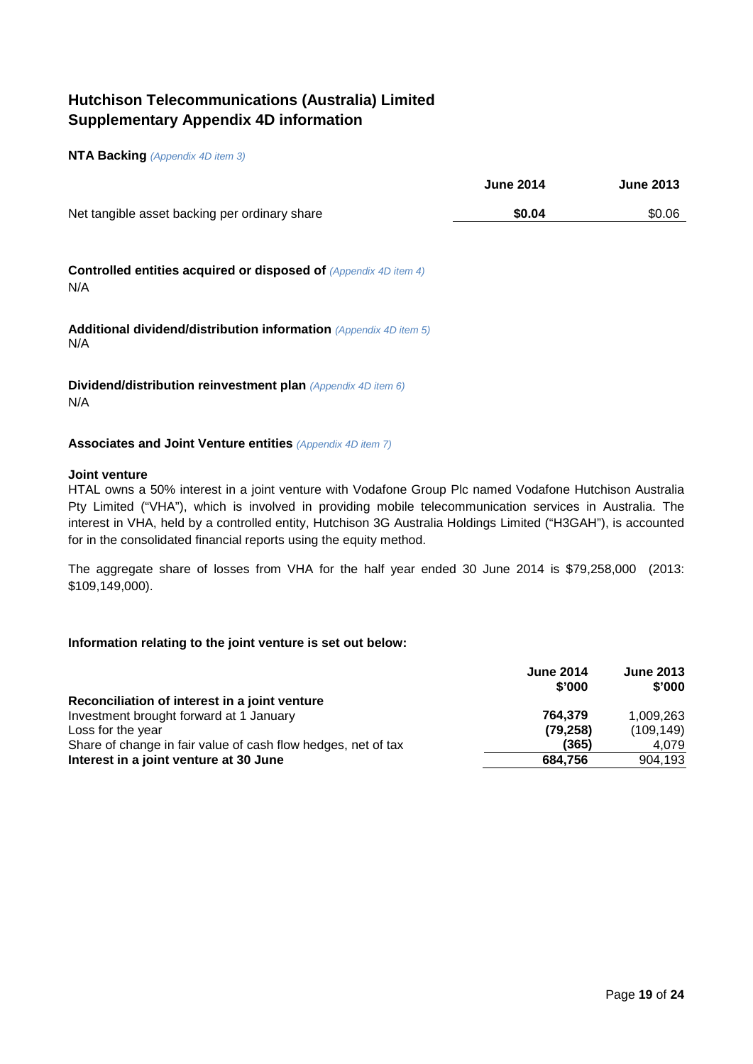# Hutchison Telecommunications (Australia) Limited
# Supplementary Appendix 4D information

**NTA Backing** *(Appendix 4D item 3)*

| | June 2014 | June 2013 |
|---|---|---|
| Net tangible asset backing per ordinary share | **$0.04** | $0.06 |

**Controlled entities acquired or disposed of** *(Appendix 4D item 4)*

N/A

**Additional dividend/distribution information** *(Appendix 4D item 5)*

N/A

**Dividend/distribution reinvestment plan** *(Appendix 4D item 6)*

N/A

**Associates and Joint Venture entities** *(Appendix 4D item 7)*

**Joint venture**

HTAL owns a 50% interest in a joint venture with Vodafone Group Plc named Vodafone Hutchison Australia Pty Limited ("VHA"), which is involved in providing mobile telecommunication services in Australia. The interest in VHA, held by a controlled entity, Hutchison 3G Australia Holdings Limited ("H3GAH"), is accounted for in the consolidated financial reports using the equity method.

The aggregate share of losses from VHA for the half year ended 30 June 2014 is $79,258,000 (2013: $109,149,000).

**Information relating to the joint venture is set out below:**

| | June 2014 $'000 | June 2013 $'000 |
|---|---|---|
| **Reconciliation of interest in a joint venture** | | |
| Investment brought forward at 1 January | **764,379** | 1,009,263 |
| Loss for the year | **(79,258)** | (109,149) |
| Share of change in fair value of cash flow hedges, net of tax | **(365)** | 4,079 |
| **Interest in a joint venture at 30 June** | **684,756** | 904,193 |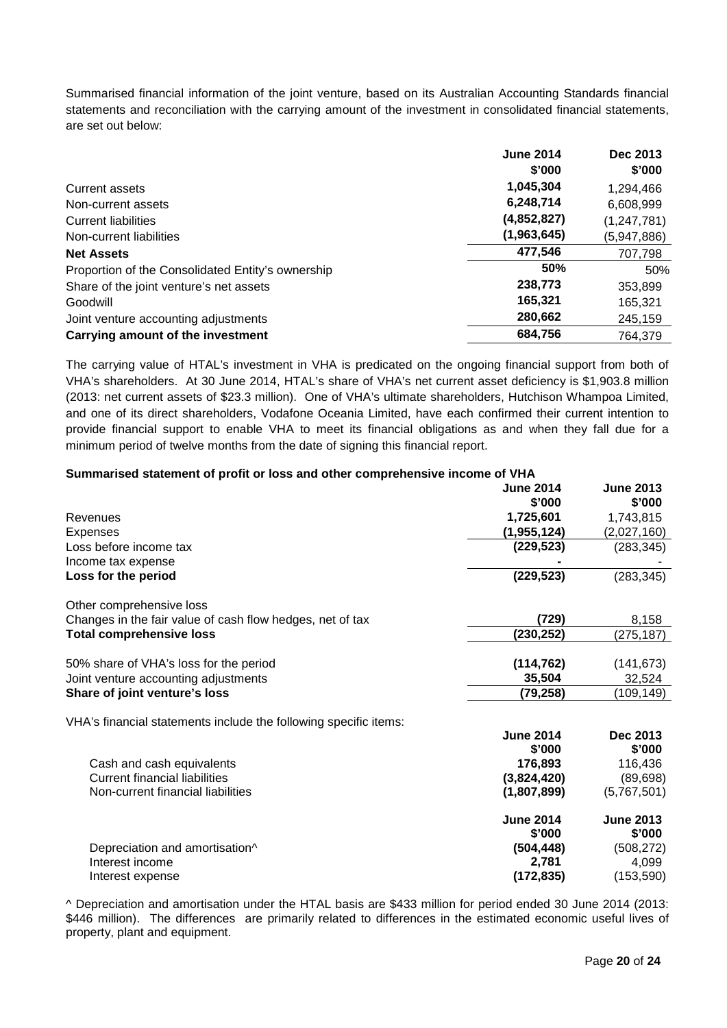Summarised financial information of the joint venture, based on its Australian Accounting Standards financial statements and reconciliation with the carrying amount of the investment in consolidated financial statements, are set out below:

| | June 2014 $'000 | Dec 2013 $'000 |
|---|---|---|
| Current assets | **1,045,304** | 1,294,466 |
| Non-current assets | **6,248,714** | 6,608,999 |
| Current liabilities | **(4,852,827)** | (1,247,781) |
| Non-current liabilities | **(1,963,645)** | (5,947,886) |
| **Net Assets** | **477,546** | 707,798 |
| Proportion of the Consolidated Entity's ownership | **50%** | 50% |
| Share of the joint venture's net assets | **238,773** | 353,899 |
| Goodwill | **165,321** | 165,321 |
| Joint venture accounting adjustments | **280,662** | 245,159 |
| **Carrying amount of the investment** | **684,756** | 764,379 |

The carrying value of HTAL's investment in VHA is predicated on the ongoing financial support from both of VHA's shareholders. At 30 June 2014, HTAL's share of VHA's net current asset deficiency is $1,903.8 million (2013: net current assets of $23.3 million). One of VHA's ultimate shareholders, Hutchison Whampoa Limited, and one of its direct shareholders, Vodafone Oceania Limited, have each confirmed their current intention to provide financial support to enable VHA to meet its financial obligations as and when they fall due for a minimum period of twelve months from the date of signing this financial report.

**Summarised statement of profit or loss and other comprehensive income of VHA**

| | June 2014 $'000 | June 2013 $'000 |
|---|---|---|
| Revenues | **1,725,601** | 1,743,815 |
| Expenses | **(1,955,124)** | (2,027,160) |
| Loss before income tax | **(229,523)** | (283,345) |
| Income tax expense | **-** | - |
| **Loss for the period** | **(229,523)** | (283,345) |
| | | |
| Other comprehensive loss | | |
| Changes in the fair value of cash flow hedges, net of tax | **(729)** | 8,158 |
| **Total comprehensive loss** | **(230,252)** | (275,187) |
| | | |
| 50% share of VHA's loss for the period | **(114,762)** | (141,673) |
| Joint venture accounting adjustments | **35,504** | 32,524 |
| **Share of joint venture's loss** | **(79,258)** | (109,149) |

VHA's financial statements include the following specific items:

| | June 2014 $'000 | Dec 2013 $'000 |
|---|---|---|
| Cash and cash equivalents | **176,893** | 116,436 |
| Current financial liabilities | **(3,824,420)** | (89,698) |
| Non-current financial liabilities | **(1,807,899)** | (5,767,501) |

| | June 2014 $'000 | June 2013 $'000 |
|---|---|---|
| Depreciation and amortisation^ | **(504,448)** | (508,272) |
| Interest income | **2,781** | 4,099 |
| Interest expense | **(172,835)** | (153,590) |

^ Depreciation and amortisation under the HTAL basis are $433 million for period ended 30 June 2014 (2013: $446 million). The differences are primarily related to differences in the estimated economic useful lives of property, plant and equipment.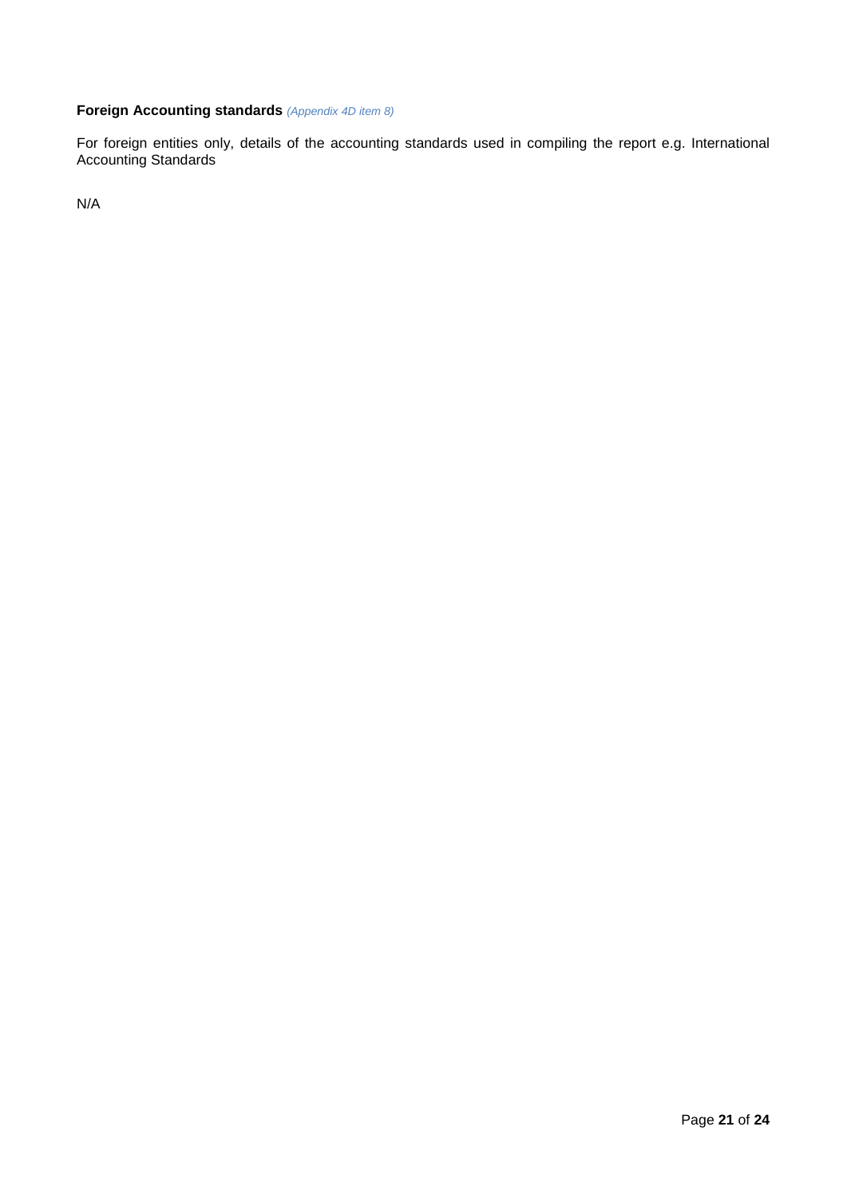**Foreign Accounting standards** *(Appendix 4D item 8)*

For foreign entities only, details of the accounting standards used in compiling the report e.g. International Accounting Standards

N/A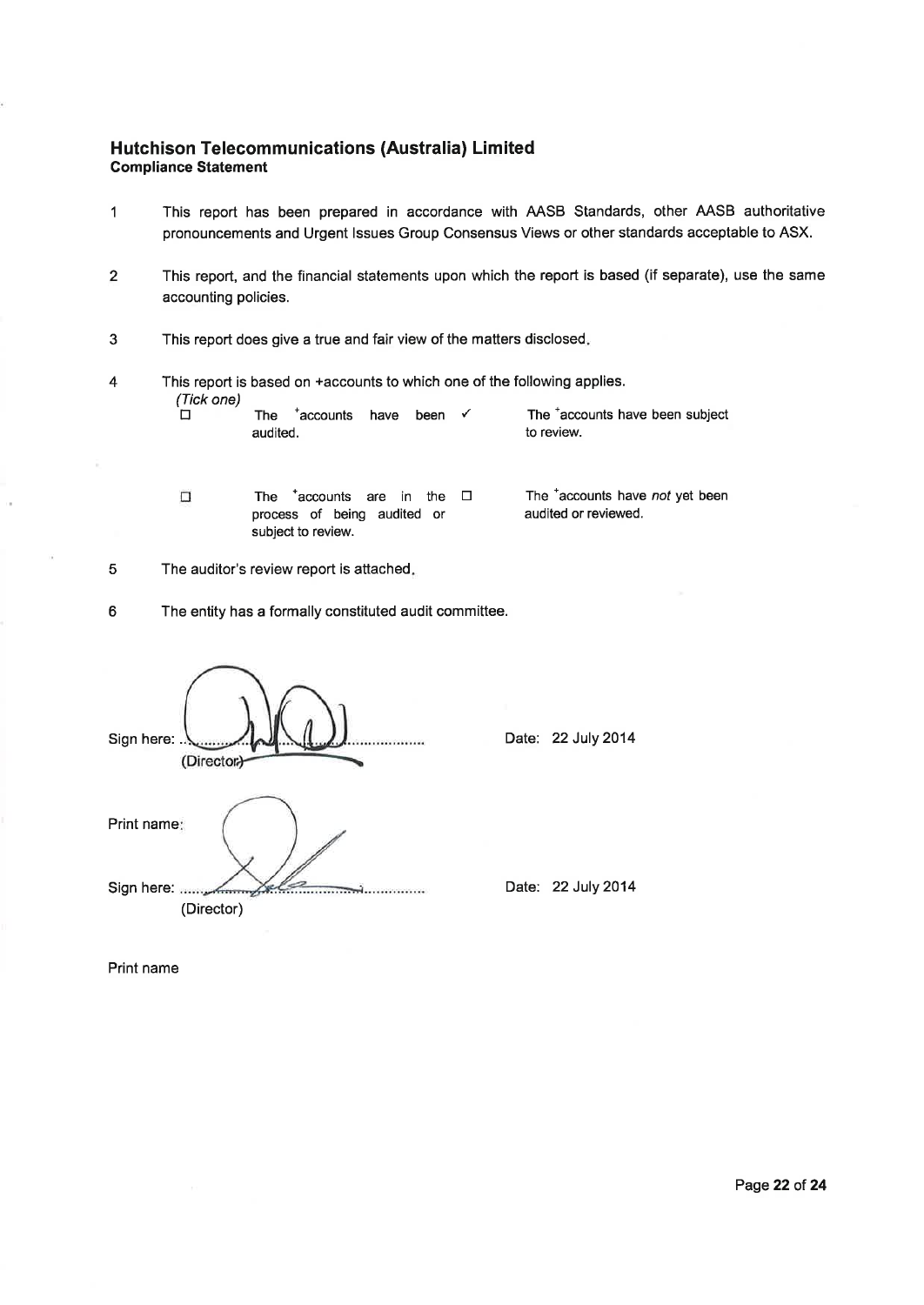# Hutchison Telecommunications (Australia) Limited

## Compliance Statement

1. This report has been prepared in accordance with AASB Standards, other AASB authoritative pronouncements and Urgent Issues Group Consensus Views or other standards acceptable to ASX.

2. This report, and the financial statements upon which the report is based (if separate), use the same accounting policies.

3. This report does give a true and fair view of the matters disclosed.

4. This report is based on +accounts to which one of the following applies.

   *(Tick one)*

| | | | |
|---|---|---|---|
| ☐ | The +accounts have been audited. | ✓ | The +accounts have been subject to review. |
| ☐ | The +accounts are in the process of being audited or subject to review. | ☐ | The +accounts have *not* yet been audited or reviewed. |

5. The auditor's review report is attached.

6. The entity has a formally constituted audit committee.

Sign here: .................................... (Director) Date: 22 July 2014

Print name:

Sign here: .................................... (Director) Date: 22 July 2014

Print name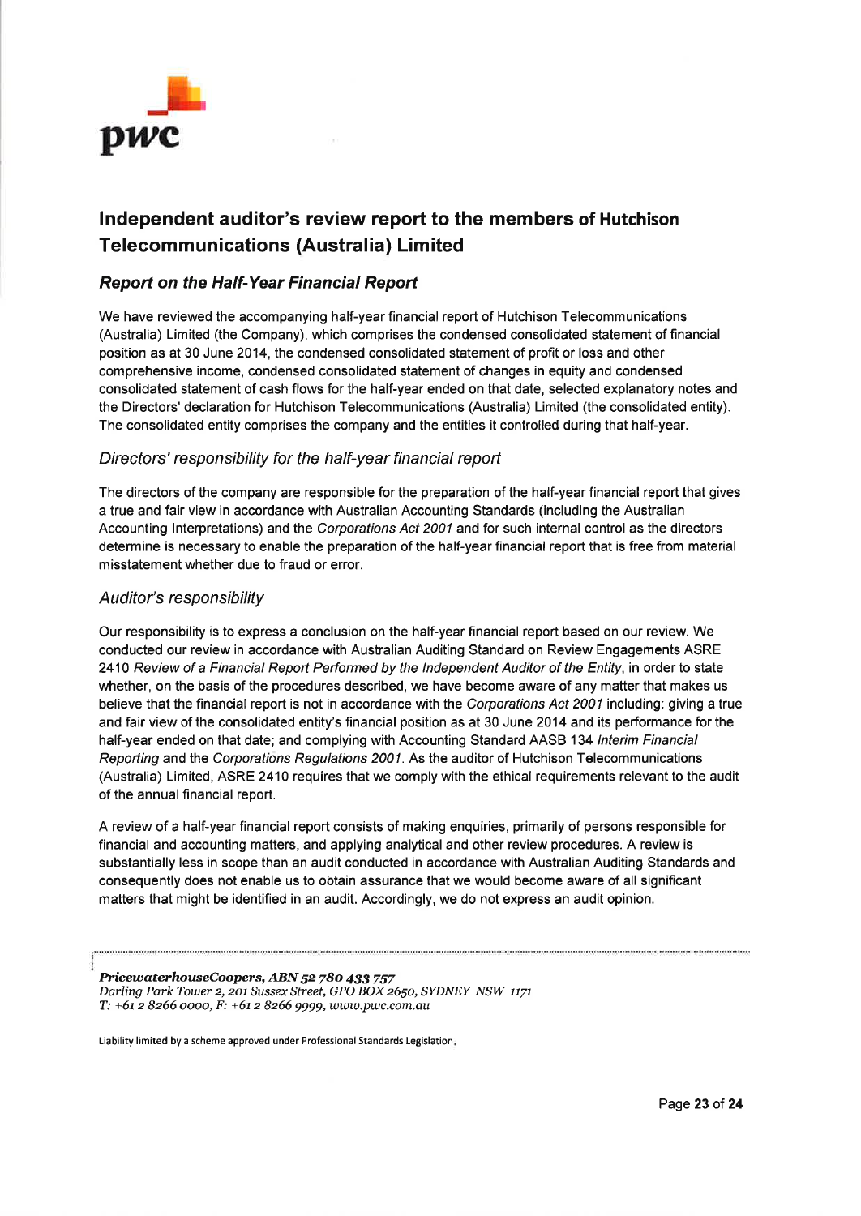# Independent auditor's review report to the members of Hutchison Telecommunications (Australia) Limited

## *Report on the Half-Year Financial Report*

We have reviewed the accompanying half-year financial report of Hutchison Telecommunications (Australia) Limited (the Company), which comprises the condensed consolidated statement of financial position as at 30 June 2014, the condensed consolidated statement of profit or loss and other comprehensive income, condensed consolidated statement of changes in equity and condensed consolidated statement of cash flows for the half-year ended on that date, selected explanatory notes and the Directors' declaration for Hutchison Telecommunications (Australia) Limited (the consolidated entity). The consolidated entity comprises the company and the entities it controlled during that half-year.

### *Directors' responsibility for the half-year financial report*

The directors of the company are responsible for the preparation of the half-year financial report that gives a true and fair view in accordance with Australian Accounting Standards (including the Australian Accounting Interpretations) and the *Corporations Act 2001* and for such internal control as the directors determine is necessary to enable the preparation of the half-year financial report that is free from material misstatement whether due to fraud or error.

### *Auditor's responsibility*

Our responsibility is to express a conclusion on the half-year financial report based on our review. We conducted our review in accordance with Australian Auditing Standard on Review Engagements ASRE 2410 *Review of a Financial Report Performed by the Independent Auditor of the Entity*, in order to state whether, on the basis of the procedures described, we have become aware of any matter that makes us believe that the financial report is not in accordance with the *Corporations Act 2001* including: giving a true and fair view of the consolidated entity's financial position as at 30 June 2014 and its performance for the half-year ended on that date; and complying with Accounting Standard AASB 134 *Interim Financial Reporting* and the *Corporations Regulations 2001*. As the auditor of Hutchison Telecommunications (Australia) Limited, ASRE 2410 requires that we comply with the ethical requirements relevant to the audit of the annual financial report.

A review of a half-year financial report consists of making enquiries, primarily of persons responsible for financial and accounting matters, and applying analytical and other review procedures. A review is substantially less in scope than an audit conducted in accordance with Australian Auditing Standards and consequently does not enable us to obtain assurance that we would become aware of all significant matters that might be identified in an audit. Accordingly, we do not express an audit opinion.

***PricewaterhouseCoopers, ABN 52 780 433 757***
*Darling Park Tower 2, 201 Sussex Street, GPO BOX 2650, SYDNEY NSW 1171*
*T: +61 2 8266 0000, F: +61 2 8266 9999, www.pwc.com.au*

Liability limited by a scheme approved under Professional Standards Legislation.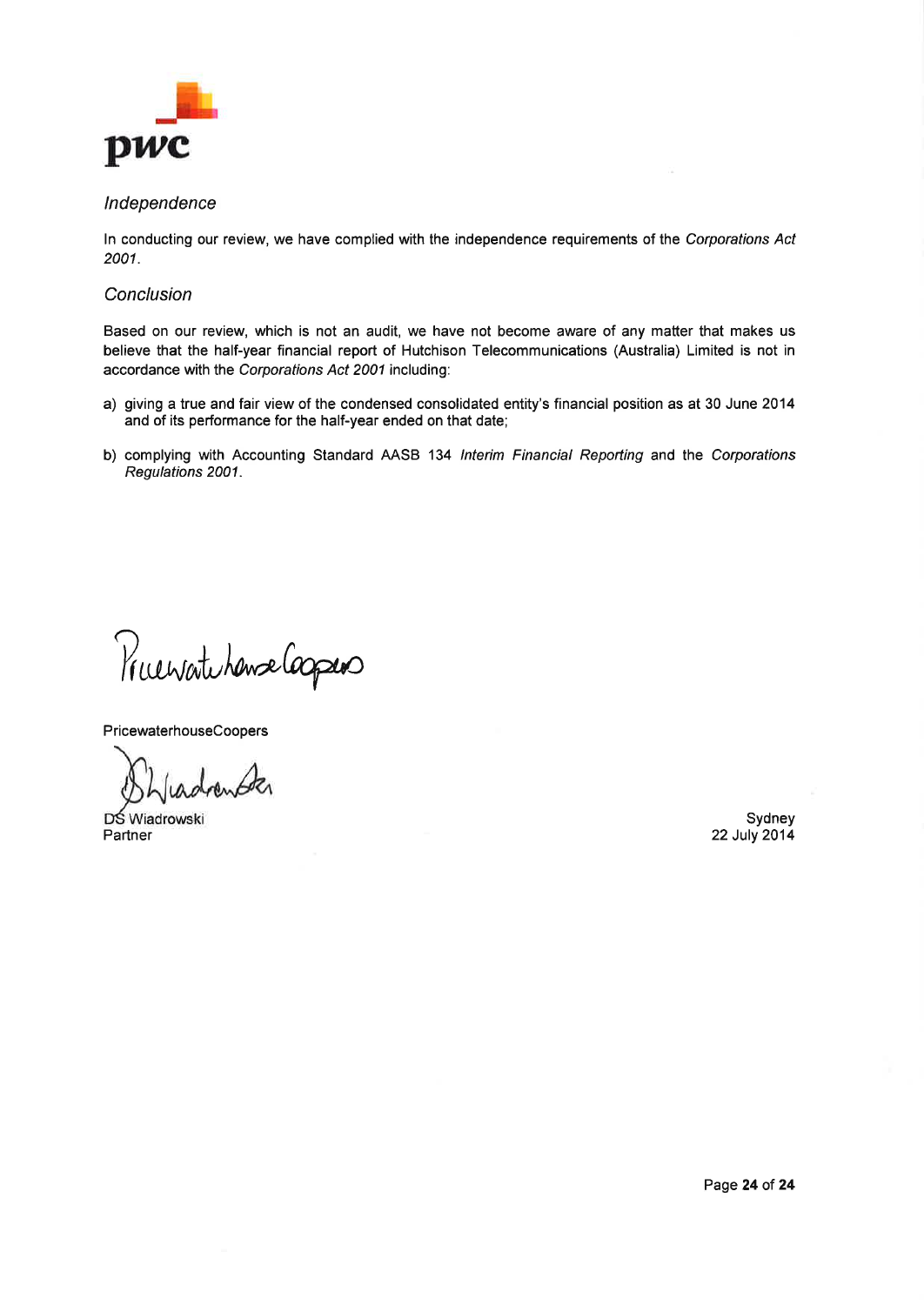*Independence*

In conducting our review, we have complied with the independence requirements of the *Corporations Act 2001*.

*Conclusion*

Based on our review, which is not an audit, we have not become aware of any matter that makes us believe that the half-year financial report of Hutchison Telecommunications (Australia) Limited is not in accordance with the *Corporations Act 2001* including:

a) giving a true and fair view of the condensed consolidated entity's financial position as at 30 June 2014 and of its performance for the half-year ended on that date;

b) complying with Accounting Standard AASB 134 *Interim Financial Reporting* and the *Corporations Regulations 2001*.

PricewaterhouseCoopers

PricewaterhouseCoopers

DS Wiadrowski
Partner

Sydney
22 July 2014